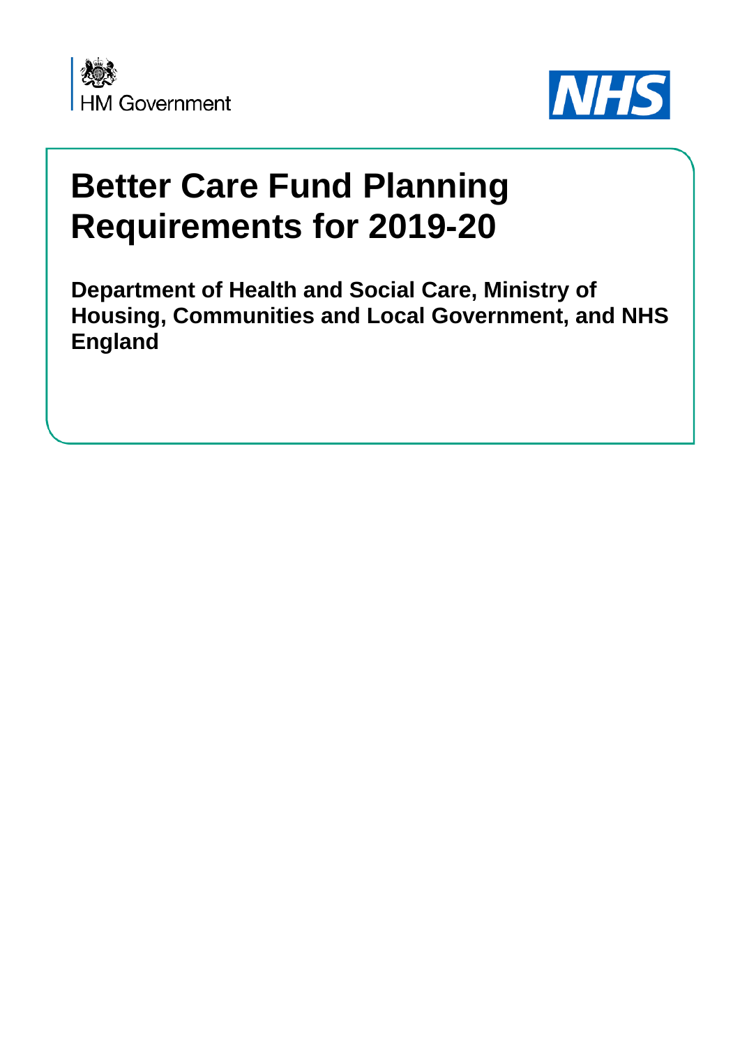HM Government

NHS

# Better Care Fund Planning Requirements for 2019-20

**Department of Health and Social Care, Ministry of Housing, Communities and Local Government, and NHS England**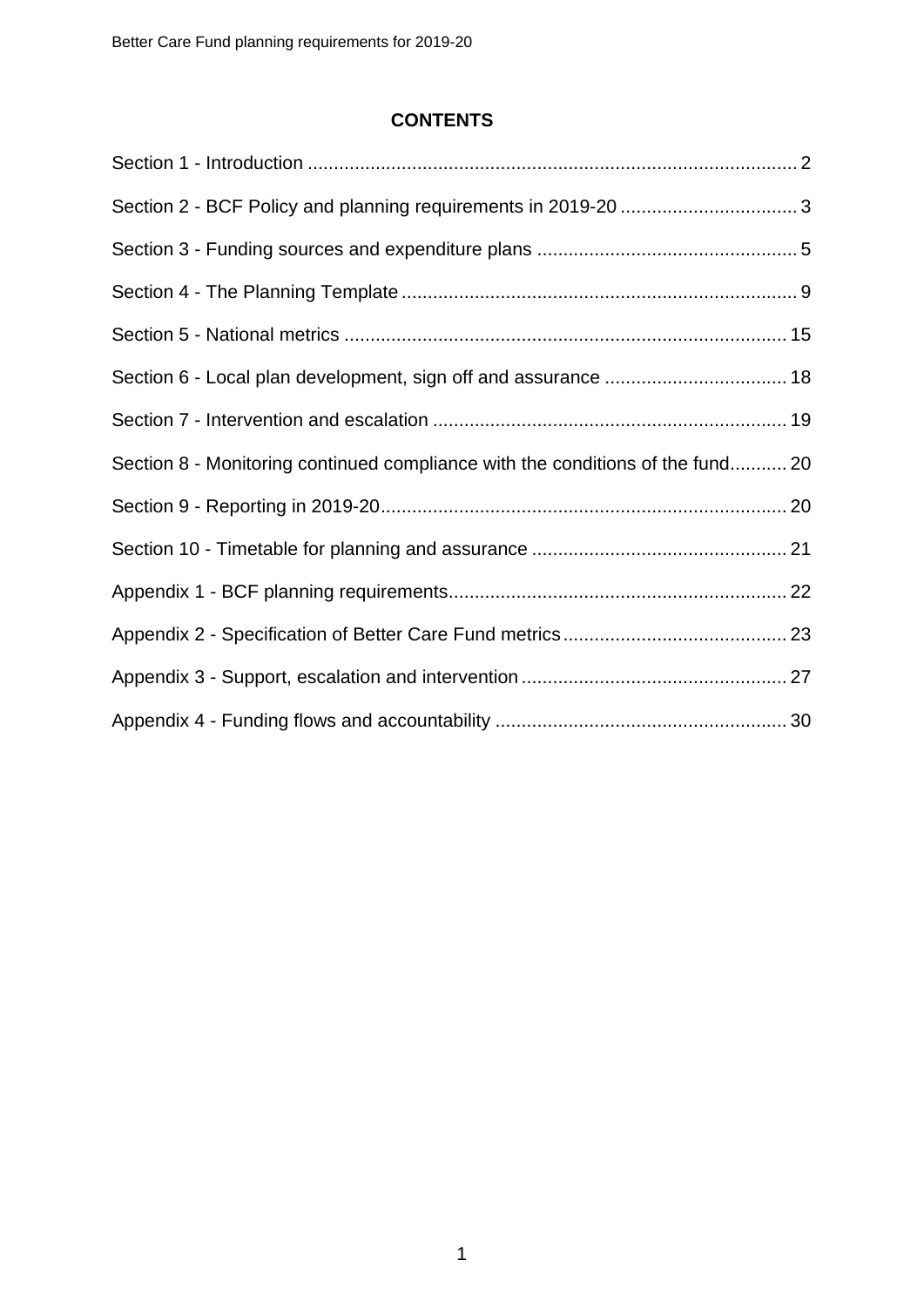**CONTENTS**

Section 1 - Introduction ............................................................................................. 2

Section 2 - BCF Policy and planning requirements in 2019-20 .................................. 3

Section 3 - Funding sources and expenditure plans .................................................. 5

Section 4 - The Planning Template ........................................................................... 9

Section 5 - National metrics .................................................................................... 15

Section 6 - Local plan development, sign off and assurance ................................... 18

Section 7 - Intervention and escalation ................................................................... 19

Section 8 - Monitoring continued compliance with the conditions of the fund........... 20

Section 9 - Reporting in 2019-20.............................................................................. 20

Section 10 - Timetable for planning and assurance ................................................. 21

Appendix 1 - BCF planning requirements................................................................. 22

Appendix 2 - Specification of Better Care Fund metrics........................................... 23

Appendix 3 - Support, escalation and intervention ................................................... 27

Appendix 4 - Funding flows and accountability ........................................................ 30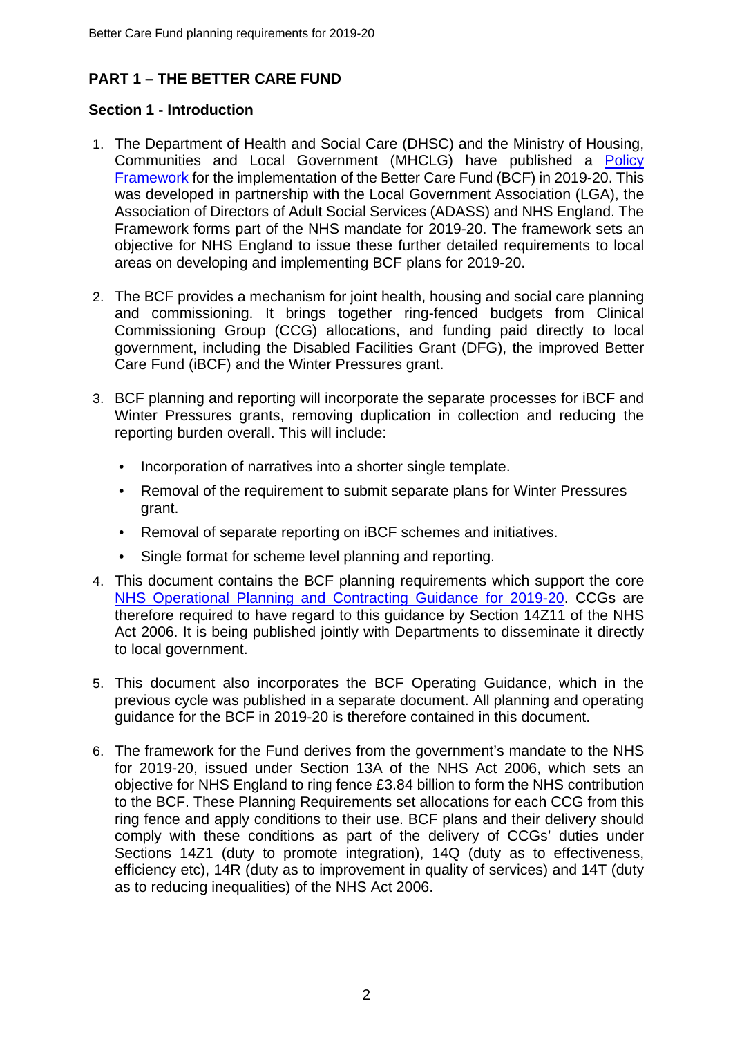# PART 1 – THE BETTER CARE FUND

## Section 1 - Introduction

1. The Department of Health and Social Care (DHSC) and the Ministry of Housing, Communities and Local Government (MHCLG) have published a Policy Framework for the implementation of the Better Care Fund (BCF) in 2019-20. This was developed in partnership with the Local Government Association (LGA), the Association of Directors of Adult Social Services (ADASS) and NHS England. The Framework forms part of the NHS mandate for 2019-20. The framework sets an objective for NHS England to issue these further detailed requirements to local areas on developing and implementing BCF plans for 2019-20.

2. The BCF provides a mechanism for joint health, housing and social care planning and commissioning. It brings together ring-fenced budgets from Clinical Commissioning Group (CCG) allocations, and funding paid directly to local government, including the Disabled Facilities Grant (DFG), the improved Better Care Fund (iBCF) and the Winter Pressures grant.

3. BCF planning and reporting will incorporate the separate processes for iBCF and Winter Pressures grants, removing duplication in collection and reducing the reporting burden overall. This will include:

   - Incorporation of narratives into a shorter single template.
   - Removal of the requirement to submit separate plans for Winter Pressures grant.
   - Removal of separate reporting on iBCF schemes and initiatives.
   - Single format for scheme level planning and reporting.

4. This document contains the BCF planning requirements which support the core NHS Operational Planning and Contracting Guidance for 2019-20. CCGs are therefore required to have regard to this guidance by Section 14Z11 of the NHS Act 2006. It is being published jointly with Departments to disseminate it directly to local government.

5. This document also incorporates the BCF Operating Guidance, which in the previous cycle was published in a separate document. All planning and operating guidance for the BCF in 2019-20 is therefore contained in this document.

6. The framework for the Fund derives from the government's mandate to the NHS for 2019-20, issued under Section 13A of the NHS Act 2006, which sets an objective for NHS England to ring fence £3.84 billion to form the NHS contribution to the BCF. These Planning Requirements set allocations for each CCG from this ring fence and apply conditions to their use. BCF plans and their delivery should comply with these conditions as part of the delivery of CCGs' duties under Sections 14Z1 (duty to promote integration), 14Q (duty as to effectiveness, efficiency etc), 14R (duty as to improvement in quality of services) and 14T (duty as to reducing inequalities) of the NHS Act 2006.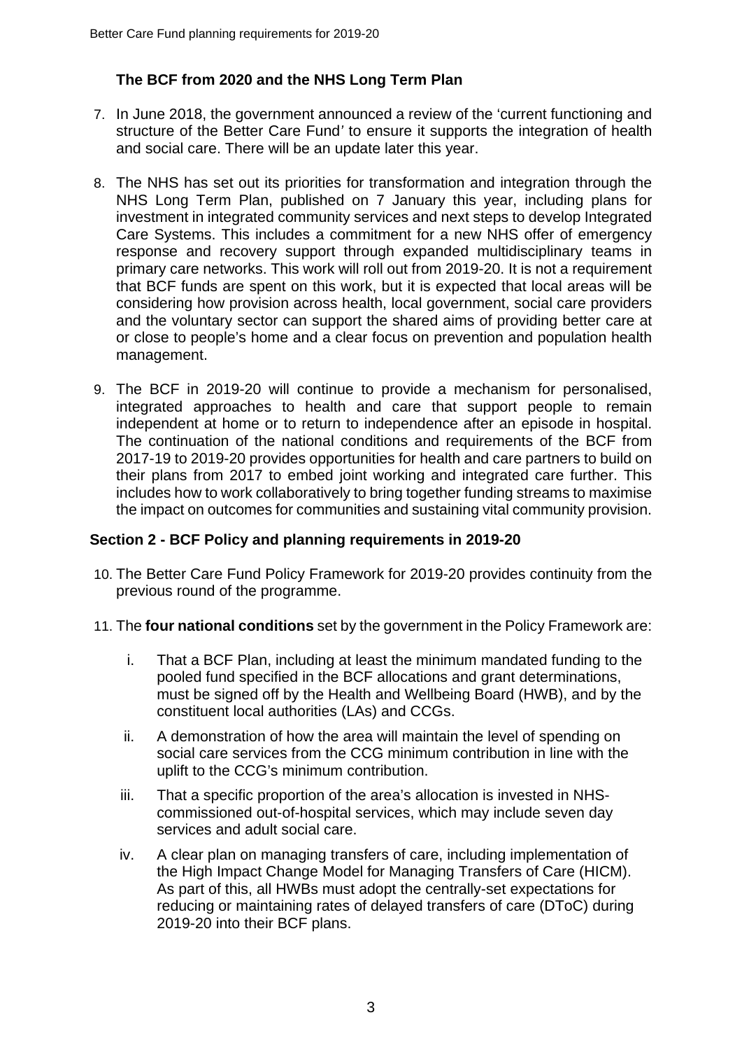### The BCF from 2020 and the NHS Long Term Plan

7. In June 2018, the government announced a review of the 'current functioning and structure of the Better Care Fund' to ensure it supports the integration of health and social care. There will be an update later this year.

8. The NHS has set out its priorities for transformation and integration through the NHS Long Term Plan, published on 7 January this year, including plans for investment in integrated community services and next steps to develop Integrated Care Systems. This includes a commitment for a new NHS offer of emergency response and recovery support through expanded multidisciplinary teams in primary care networks. This work will roll out from 2019-20. It is not a requirement that BCF funds are spent on this work, but it is expected that local areas will be considering how provision across health, local government, social care providers and the voluntary sector can support the shared aims of providing better care at or close to people's home and a clear focus on prevention and population health management.

9. The BCF in 2019-20 will continue to provide a mechanism for personalised, integrated approaches to health and care that support people to remain independent at home or to return to independence after an episode in hospital. The continuation of the national conditions and requirements of the BCF from 2017-19 to 2019-20 provides opportunities for health and care partners to build on their plans from 2017 to embed joint working and integrated care further. This includes how to work collaboratively to bring together funding streams to maximise the impact on outcomes for communities and sustaining vital community provision.

## Section 2 - BCF Policy and planning requirements in 2019-20

10. The Better Care Fund Policy Framework for 2019-20 provides continuity from the previous round of the programme.

11. The **four national conditions** set by the government in the Policy Framework are:

    i. That a BCF Plan, including at least the minimum mandated funding to the pooled fund specified in the BCF allocations and grant determinations, must be signed off by the Health and Wellbeing Board (HWB), and by the constituent local authorities (LAs) and CCGs.

    ii. A demonstration of how the area will maintain the level of spending on social care services from the CCG minimum contribution in line with the uplift to the CCG's minimum contribution.

    iii. That a specific proportion of the area's allocation is invested in NHS-commissioned out-of-hospital services, which may include seven day services and adult social care.

    iv. A clear plan on managing transfers of care, including implementation of the High Impact Change Model for Managing Transfers of Care (HICM). As part of this, all HWBs must adopt the centrally-set expectations for reducing or maintaining rates of delayed transfers of care (DToC) during 2019-20 into their BCF plans.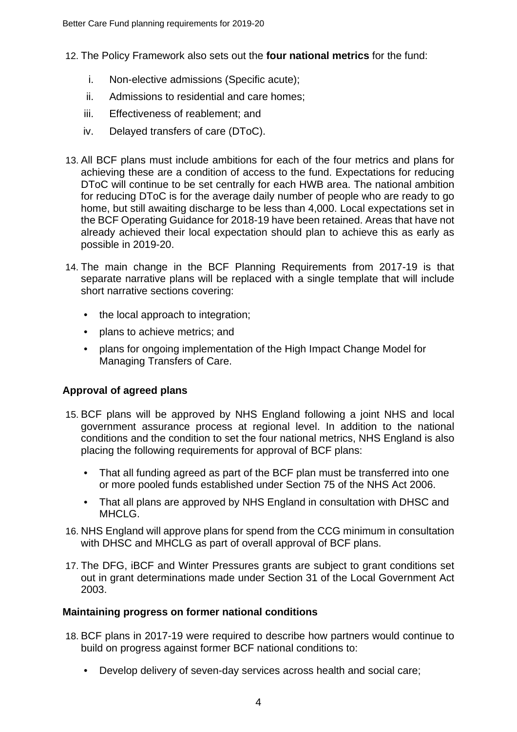12. The Policy Framework also sets out the **four national metrics** for the fund:

    i. Non-elective admissions (Specific acute);
    ii. Admissions to residential and care homes;
    iii. Effectiveness of reablement; and
    iv. Delayed transfers of care (DToC).

13. All BCF plans must include ambitions for each of the four metrics and plans for achieving these are a condition of access to the fund. Expectations for reducing DToC will continue to be set centrally for each HWB area. The national ambition for reducing DToC is for the average daily number of people who are ready to go home, but still awaiting discharge to be less than 4,000. Local expectations set in the BCF Operating Guidance for 2018-19 have been retained. Areas that have not already achieved their local expectation should plan to achieve this as early as possible in 2019-20.

14. The main change in the BCF Planning Requirements from 2017-19 is that separate narrative plans will be replaced with a single template that will include short narrative sections covering:

    - the local approach to integration;
    - plans to achieve metrics; and
    - plans for ongoing implementation of the High Impact Change Model for Managing Transfers of Care.

### Approval of agreed plans

15. BCF plans will be approved by NHS England following a joint NHS and local government assurance process at regional level. In addition to the national conditions and the condition to set the four national metrics, NHS England is also placing the following requirements for approval of BCF plans:

    - That all funding agreed as part of the BCF plan must be transferred into one or more pooled funds established under Section 75 of the NHS Act 2006.
    - That all plans are approved by NHS England in consultation with DHSC and MHCLG.

16. NHS England will approve plans for spend from the CCG minimum in consultation with DHSC and MHCLG as part of overall approval of BCF plans.

17. The DFG, iBCF and Winter Pressures grants are subject to grant conditions set out in grant determinations made under Section 31 of the Local Government Act 2003.

### Maintaining progress on former national conditions

18. BCF plans in 2017-19 were required to describe how partners would continue to build on progress against former BCF national conditions to:

    - Develop delivery of seven-day services across health and social care;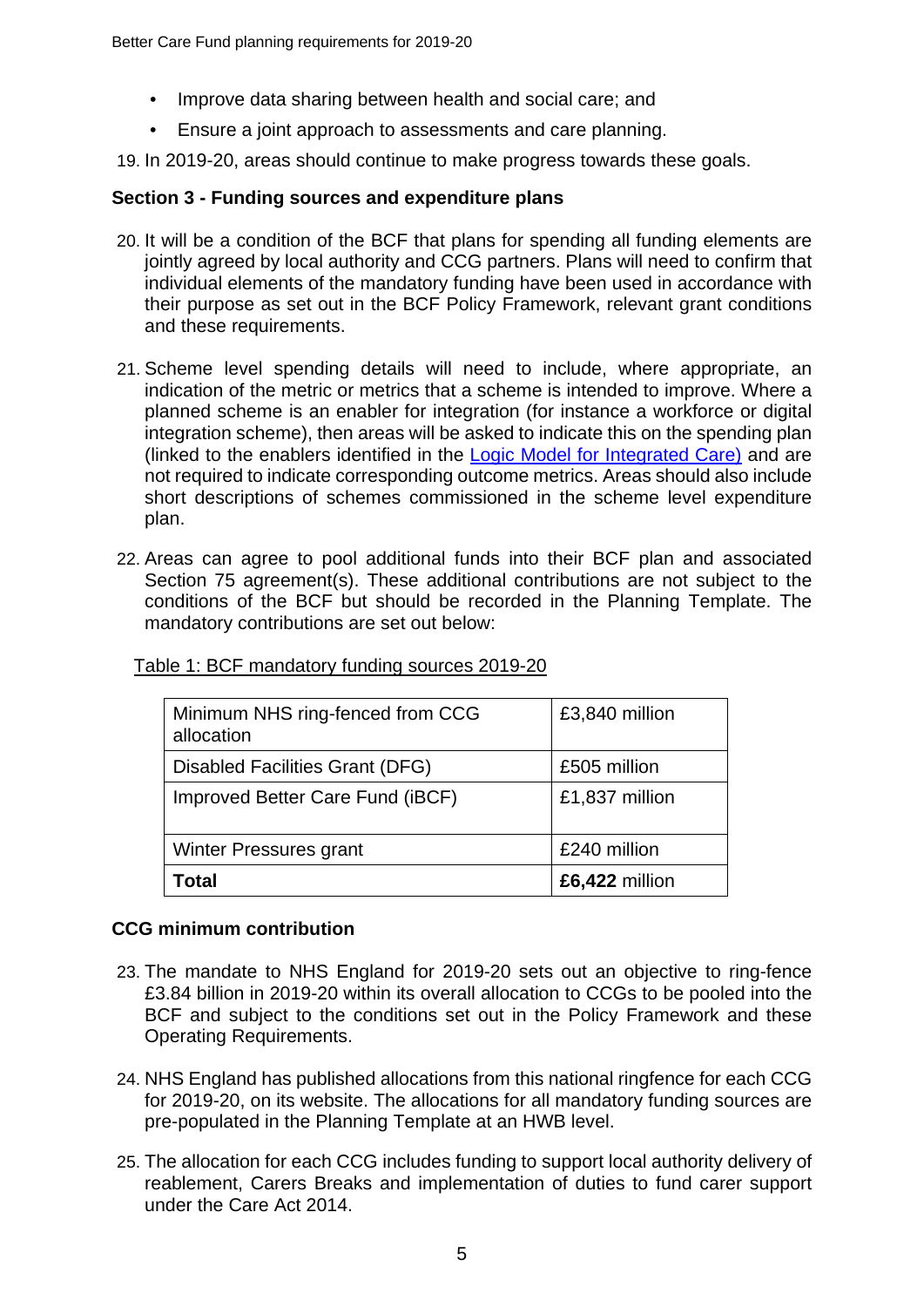- Improve data sharing between health and social care; and
- Ensure a joint approach to assessments and care planning.

19. In 2019-20, areas should continue to make progress towards these goals.

## Section 3 - Funding sources and expenditure plans

20. It will be a condition of the BCF that plans for spending all funding elements are jointly agreed by local authority and CCG partners. Plans will need to confirm that individual elements of the mandatory funding have been used in accordance with their purpose as set out in the BCF Policy Framework, relevant grant conditions and these requirements.

21. Scheme level spending details will need to include, where appropriate, an indication of the metric or metrics that a scheme is intended to improve. Where a planned scheme is an enabler for integration (for instance a workforce or digital integration scheme), then areas will be asked to indicate this on the spending plan (linked to the enablers identified in the [Logic Model for Integrated Care)](#) and are not required to indicate corresponding outcome metrics. Areas should also include short descriptions of schemes commissioned in the scheme level expenditure plan.

22. Areas can agree to pool additional funds into their BCF plan and associated Section 75 agreement(s). These additional contributions are not subject to the conditions of the BCF but should be recorded in the Planning Template. The mandatory contributions are set out below:

Table 1: BCF mandatory funding sources 2019-20

| | |
|---|---|
| Minimum NHS ring-fenced from CCG allocation | £3,840 million |
| Disabled Facilities Grant (DFG) | £505 million |
| Improved Better Care Fund (iBCF) | £1,837 million |
| Winter Pressures grant | £240 million |
| **Total** | **£6,422** million |

### CCG minimum contribution

23. The mandate to NHS England for 2019-20 sets out an objective to ring-fence £3.84 billion in 2019-20 within its overall allocation to CCGs to be pooled into the BCF and subject to the conditions set out in the Policy Framework and these Operating Requirements.

24. NHS England has published allocations from this national ringfence for each CCG for 2019-20, on its website. The allocations for all mandatory funding sources are pre-populated in the Planning Template at an HWB level.

25. The allocation for each CCG includes funding to support local authority delivery of reablement, Carers Breaks and implementation of duties to fund carer support under the Care Act 2014.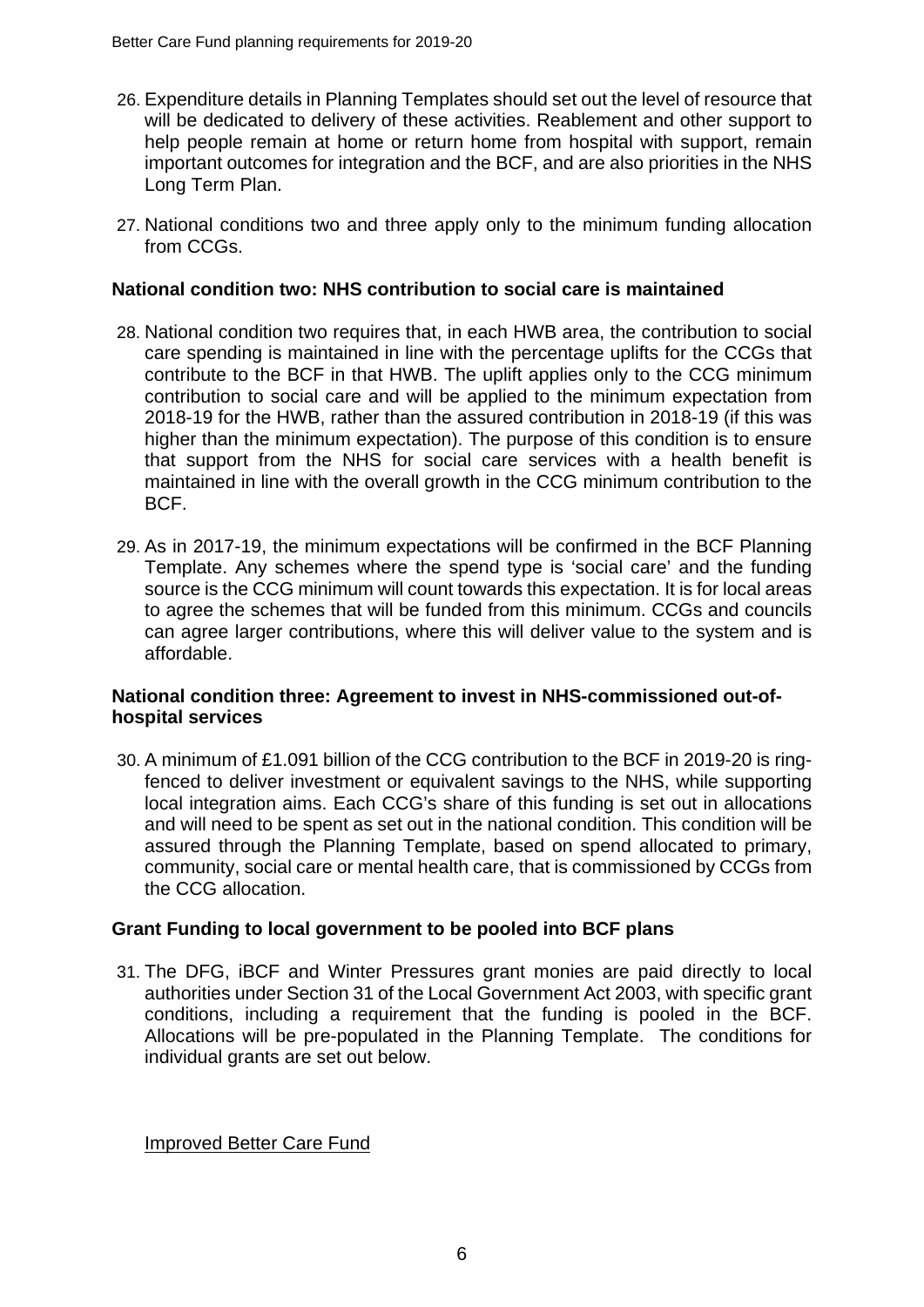26. Expenditure details in Planning Templates should set out the level of resource that will be dedicated to delivery of these activities. Reablement and other support to help people remain at home or return home from hospital with support, remain important outcomes for integration and the BCF, and are also priorities in the NHS Long Term Plan.

27. National conditions two and three apply only to the minimum funding allocation from CCGs.

### National condition two: NHS contribution to social care is maintained

28. National condition two requires that, in each HWB area, the contribution to social care spending is maintained in line with the percentage uplifts for the CCGs that contribute to the BCF in that HWB. The uplift applies only to the CCG minimum contribution to social care and will be applied to the minimum expectation from 2018-19 for the HWB, rather than the assured contribution in 2018-19 (if this was higher than the minimum expectation). The purpose of this condition is to ensure that support from the NHS for social care services with a health benefit is maintained in line with the overall growth in the CCG minimum contribution to the BCF.

29. As in 2017-19, the minimum expectations will be confirmed in the BCF Planning Template. Any schemes where the spend type is 'social care' and the funding source is the CCG minimum will count towards this expectation. It is for local areas to agree the schemes that will be funded from this minimum. CCGs and councils can agree larger contributions, where this will deliver value to the system and is affordable.

### National condition three: Agreement to invest in NHS-commissioned out-of-hospital services

30. A minimum of £1.091 billion of the CCG contribution to the BCF in 2019-20 is ring-fenced to deliver investment or equivalent savings to the NHS, while supporting local integration aims. Each CCG's share of this funding is set out in allocations and will need to be spent as set out in the national condition. This condition will be assured through the Planning Template, based on spend allocated to primary, community, social care or mental health care, that is commissioned by CCGs from the CCG allocation.

### Grant Funding to local government to be pooled into BCF plans

31. The DFG, iBCF and Winter Pressures grant monies are paid directly to local authorities under Section 31 of the Local Government Act 2003, with specific grant conditions, including a requirement that the funding is pooled in the BCF. Allocations will be pre-populated in the Planning Template. The conditions for individual grants are set out below.

<u>Improved Better Care Fund</u>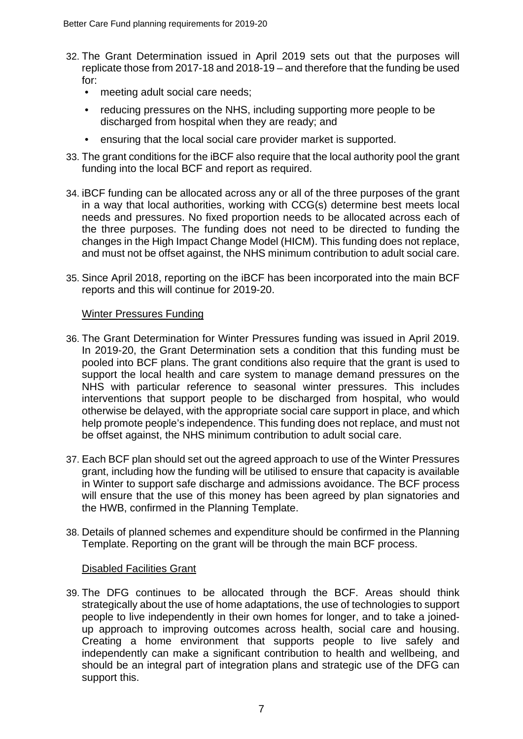32. The Grant Determination issued in April 2019 sets out that the purposes will replicate those from 2017-18 and 2018-19 – and therefore that the funding be used for:
    - meeting adult social care needs;
    - reducing pressures on the NHS, including supporting more people to be discharged from hospital when they are ready; and
    - ensuring that the local social care provider market is supported.

33. The grant conditions for the iBCF also require that the local authority pool the grant funding into the local BCF and report as required.

34. iBCF funding can be allocated across any or all of the three purposes of the grant in a way that local authorities, working with CCG(s) determine best meets local needs and pressures. No fixed proportion needs to be allocated across each of the three purposes. The funding does not need to be directed to funding the changes in the High Impact Change Model (HICM). This funding does not replace, and must not be offset against, the NHS minimum contribution to adult social care.

35. Since April 2018, reporting on the iBCF has been incorporated into the main BCF reports and this will continue for 2019-20.

<u>Winter Pressures Funding</u>

36. The Grant Determination for Winter Pressures funding was issued in April 2019. In 2019-20, the Grant Determination sets a condition that this funding must be pooled into BCF plans. The grant conditions also require that the grant is used to support the local health and care system to manage demand pressures on the NHS with particular reference to seasonal winter pressures. This includes interventions that support people to be discharged from hospital, who would otherwise be delayed, with the appropriate social care support in place, and which help promote people's independence. This funding does not replace, and must not be offset against, the NHS minimum contribution to adult social care.

37. Each BCF plan should set out the agreed approach to use of the Winter Pressures grant, including how the funding will be utilised to ensure that capacity is available in Winter to support safe discharge and admissions avoidance. The BCF process will ensure that the use of this money has been agreed by plan signatories and the HWB, confirmed in the Planning Template.

38. Details of planned schemes and expenditure should be confirmed in the Planning Template. Reporting on the grant will be through the main BCF process.

<u>Disabled Facilities Grant</u>

39. The DFG continues to be allocated through the BCF. Areas should think strategically about the use of home adaptations, the use of technologies to support people to live independently in their own homes for longer, and to take a joined-up approach to improving outcomes across health, social care and housing. Creating a home environment that supports people to live safely and independently can make a significant contribution to health and wellbeing, and should be an integral part of integration plans and strategic use of the DFG can support this.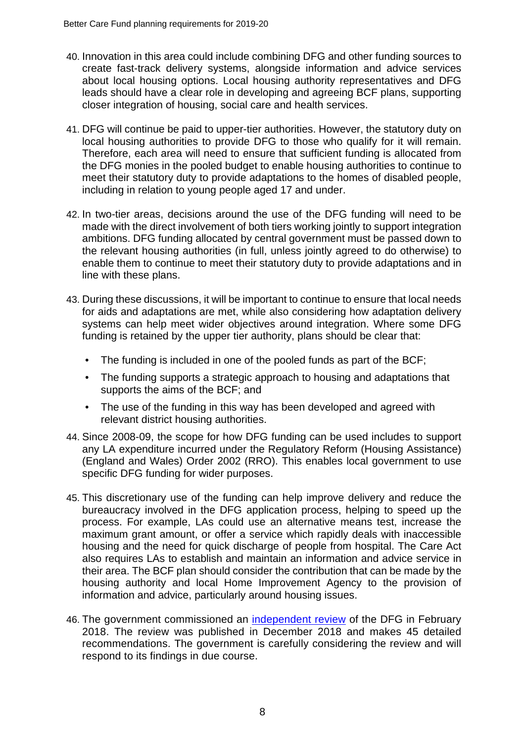40. Innovation in this area could include combining DFG and other funding sources to create fast-track delivery systems, alongside information and advice services about local housing options. Local housing authority representatives and DFG leads should have a clear role in developing and agreeing BCF plans, supporting closer integration of housing, social care and health services.

41. DFG will continue be paid to upper-tier authorities. However, the statutory duty on local housing authorities to provide DFG to those who qualify for it will remain. Therefore, each area will need to ensure that sufficient funding is allocated from the DFG monies in the pooled budget to enable housing authorities to continue to meet their statutory duty to provide adaptations to the homes of disabled people, including in relation to young people aged 17 and under.

42. In two-tier areas, decisions around the use of the DFG funding will need to be made with the direct involvement of both tiers working jointly to support integration ambitions. DFG funding allocated by central government must be passed down to the relevant housing authorities (in full, unless jointly agreed to do otherwise) to enable them to continue to meet their statutory duty to provide adaptations and in line with these plans.

43. During these discussions, it will be important to continue to ensure that local needs for aids and adaptations are met, while also considering how adaptation delivery systems can help meet wider objectives around integration. Where some DFG funding is retained by the upper tier authority, plans should be clear that:

    - The funding is included in one of the pooled funds as part of the BCF;
    - The funding supports a strategic approach to housing and adaptations that supports the aims of the BCF; and
    - The use of the funding in this way has been developed and agreed with relevant district housing authorities.

44. Since 2008-09, the scope for how DFG funding can be used includes to support any LA expenditure incurred under the Regulatory Reform (Housing Assistance) (England and Wales) Order 2002 (RRO). This enables local government to use specific DFG funding for wider purposes.

45. This discretionary use of the funding can help improve delivery and reduce the bureaucracy involved in the DFG application process, helping to speed up the process. For example, LAs could use an alternative means test, increase the maximum grant amount, or offer a service which rapidly deals with inaccessible housing and the need for quick discharge of people from hospital. The Care Act also requires LAs to establish and maintain an information and advice service in their area. The BCF plan should consider the contribution that can be made by the housing authority and local Home Improvement Agency to the provision of information and advice, particularly around housing issues.

46. The government commissioned an independent review of the DFG in February 2018. The review was published in December 2018 and makes 45 detailed recommendations. The government is carefully considering the review and will respond to its findings in due course.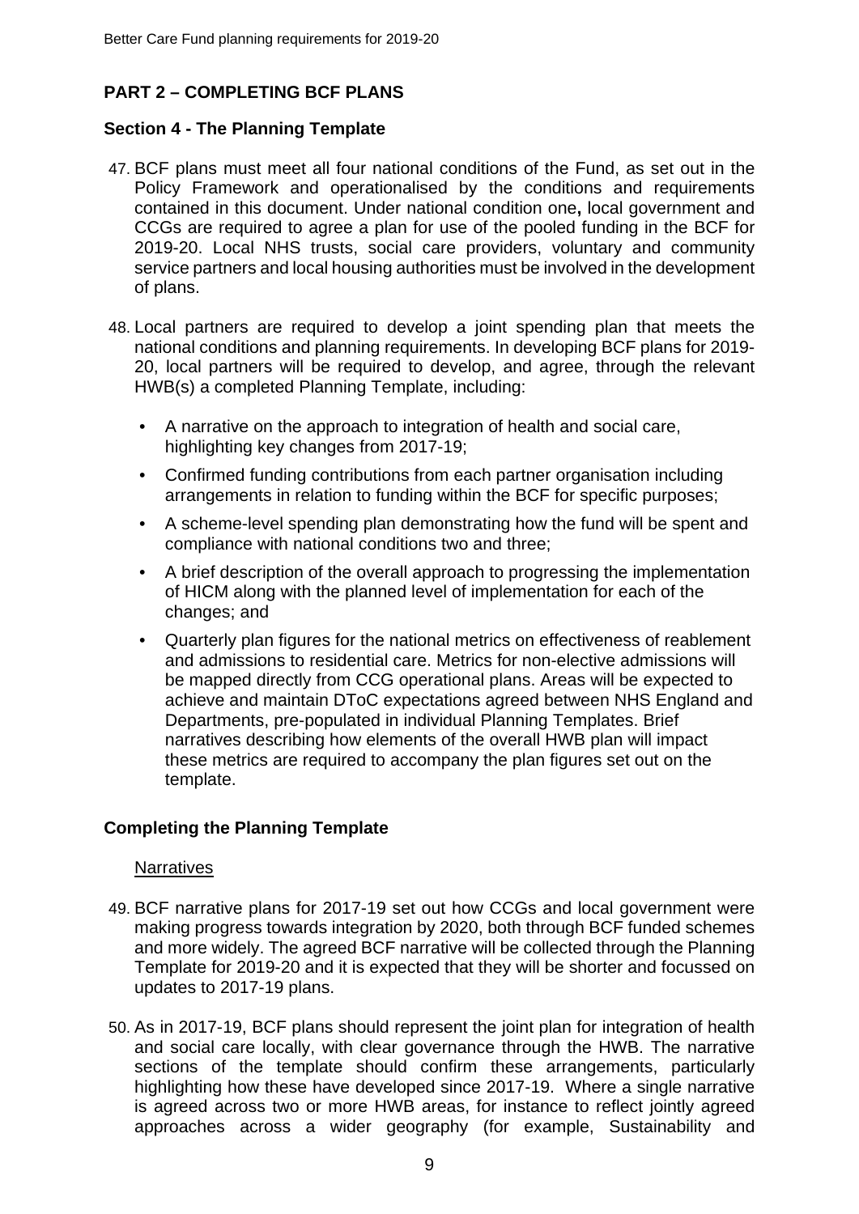## PART 2 – COMPLETING BCF PLANS

### Section 4 - The Planning Template

47. BCF plans must meet all four national conditions of the Fund, as set out in the Policy Framework and operationalised by the conditions and requirements contained in this document. Under national condition one**,** local government and CCGs are required to agree a plan for use of the pooled funding in the BCF for 2019-20. Local NHS trusts, social care providers, voluntary and community service partners and local housing authorities must be involved in the development of plans.

48. Local partners are required to develop a joint spending plan that meets the national conditions and planning requirements. In developing BCF plans for 2019-20, local partners will be required to develop, and agree, through the relevant HWB(s) a completed Planning Template, including:

    - A narrative on the approach to integration of health and social care, highlighting key changes from 2017-19;
    - Confirmed funding contributions from each partner organisation including arrangements in relation to funding within the BCF for specific purposes;
    - A scheme-level spending plan demonstrating how the fund will be spent and compliance with national conditions two and three;
    - A brief description of the overall approach to progressing the implementation of HICM along with the planned level of implementation for each of the changes; and
    - Quarterly plan figures for the national metrics on effectiveness of reablement and admissions to residential care. Metrics for non-elective admissions will be mapped directly from CCG operational plans. Areas will be expected to achieve and maintain DToC expectations agreed between NHS England and Departments, pre-populated in individual Planning Templates. Brief narratives describing how elements of the overall HWB plan will impact these metrics are required to accompany the plan figures set out on the template.

### Completing the Planning Template

Narratives

49. BCF narrative plans for 2017-19 set out how CCGs and local government were making progress towards integration by 2020, both through BCF funded schemes and more widely. The agreed BCF narrative will be collected through the Planning Template for 2019-20 and it is expected that they will be shorter and focussed on updates to 2017-19 plans.

50. As in 2017-19, BCF plans should represent the joint plan for integration of health and social care locally, with clear governance through the HWB. The narrative sections of the template should confirm these arrangements, particularly highlighting how these have developed since 2017-19. Where a single narrative is agreed across two or more HWB areas, for instance to reflect jointly agreed approaches across a wider geography (for example, Sustainability and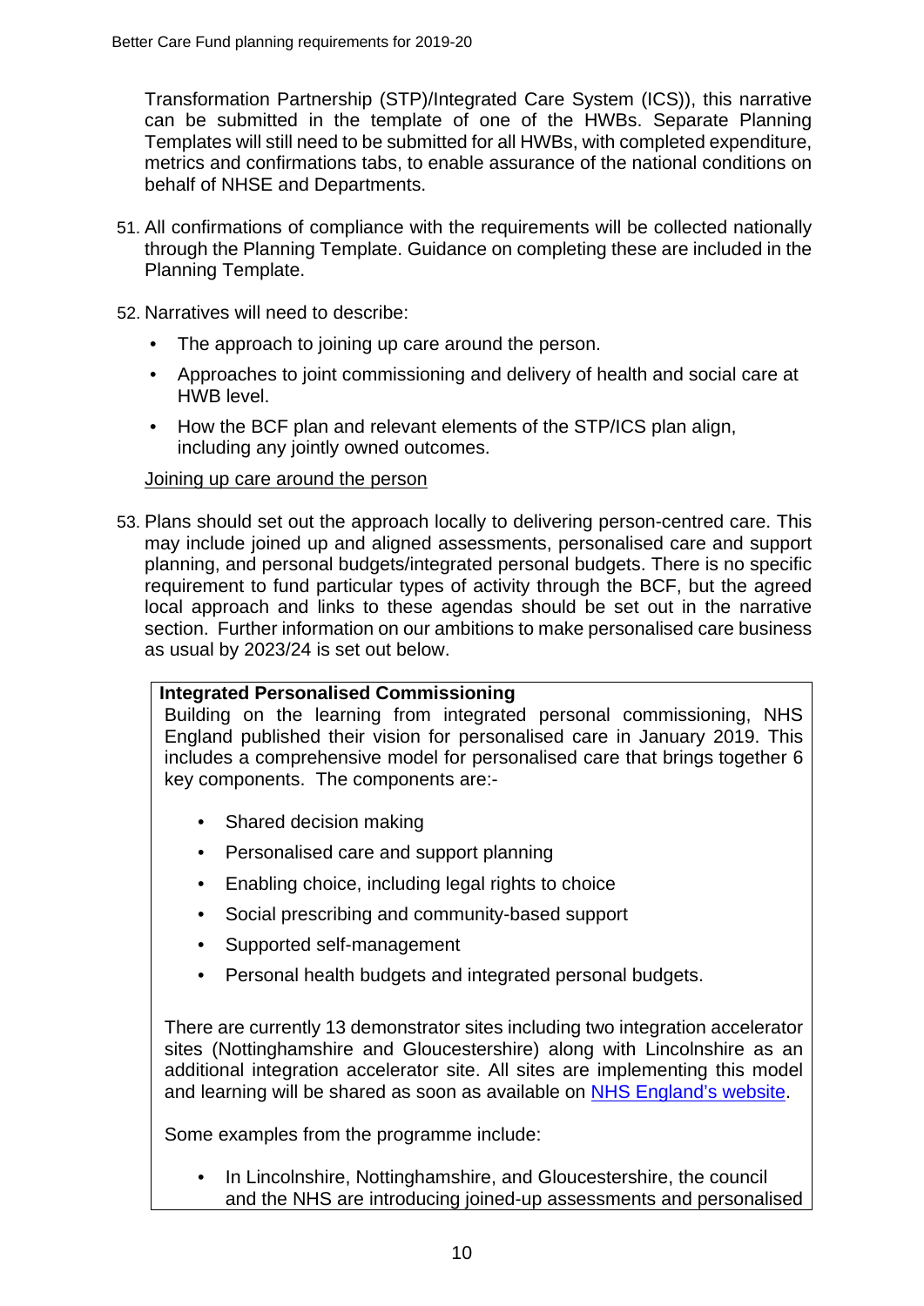Transformation Partnership (STP)/Integrated Care System (ICS)), this narrative can be submitted in the template of one of the HWBs. Separate Planning Templates will still need to be submitted for all HWBs, with completed expenditure, metrics and confirmations tabs, to enable assurance of the national conditions on behalf of NHSE and Departments.

51. All confirmations of compliance with the requirements will be collected nationally through the Planning Template. Guidance on completing these are included in the Planning Template.

52. Narratives will need to describe:

   - The approach to joining up care around the person.
   - Approaches to joint commissioning and delivery of health and social care at HWB level.
   - How the BCF plan and relevant elements of the STP/ICS plan align, including any jointly owned outcomes.

Joining up care around the person

53. Plans should set out the approach locally to delivering person-centred care. This may include joined up and aligned assessments, personalised care and support planning, and personal budgets/integrated personal budgets. There is no specific requirement to fund particular types of activity through the BCF, but the agreed local approach and links to these agendas should be set out in the narrative section. Further information on our ambitions to make personalised care business as usual by 2023/24 is set out below.

> **Integrated Personalised Commissioning**
>
> Building on the learning from integrated personal commissioning, NHS England published their vision for personalised care in January 2019. This includes a comprehensive model for personalised care that brings together 6 key components. The components are:-
>
> - Shared decision making
> - Personalised care and support planning
> - Enabling choice, including legal rights to choice
> - Social prescribing and community-based support
> - Supported self-management
> - Personal health budgets and integrated personal budgets.
>
> There are currently 13 demonstrator sites including two integration accelerator sites (Nottinghamshire and Gloucestershire) along with Lincolnshire as an additional integration accelerator site. All sites are implementing this model and learning will be shared as soon as available on [NHS England's website](https://www.england.nhs.uk/).
>
> Some examples from the programme include:
>
> - In Lincolnshire, Nottinghamshire, and Gloucestershire, the council and the NHS are introducing joined-up assessments and personalised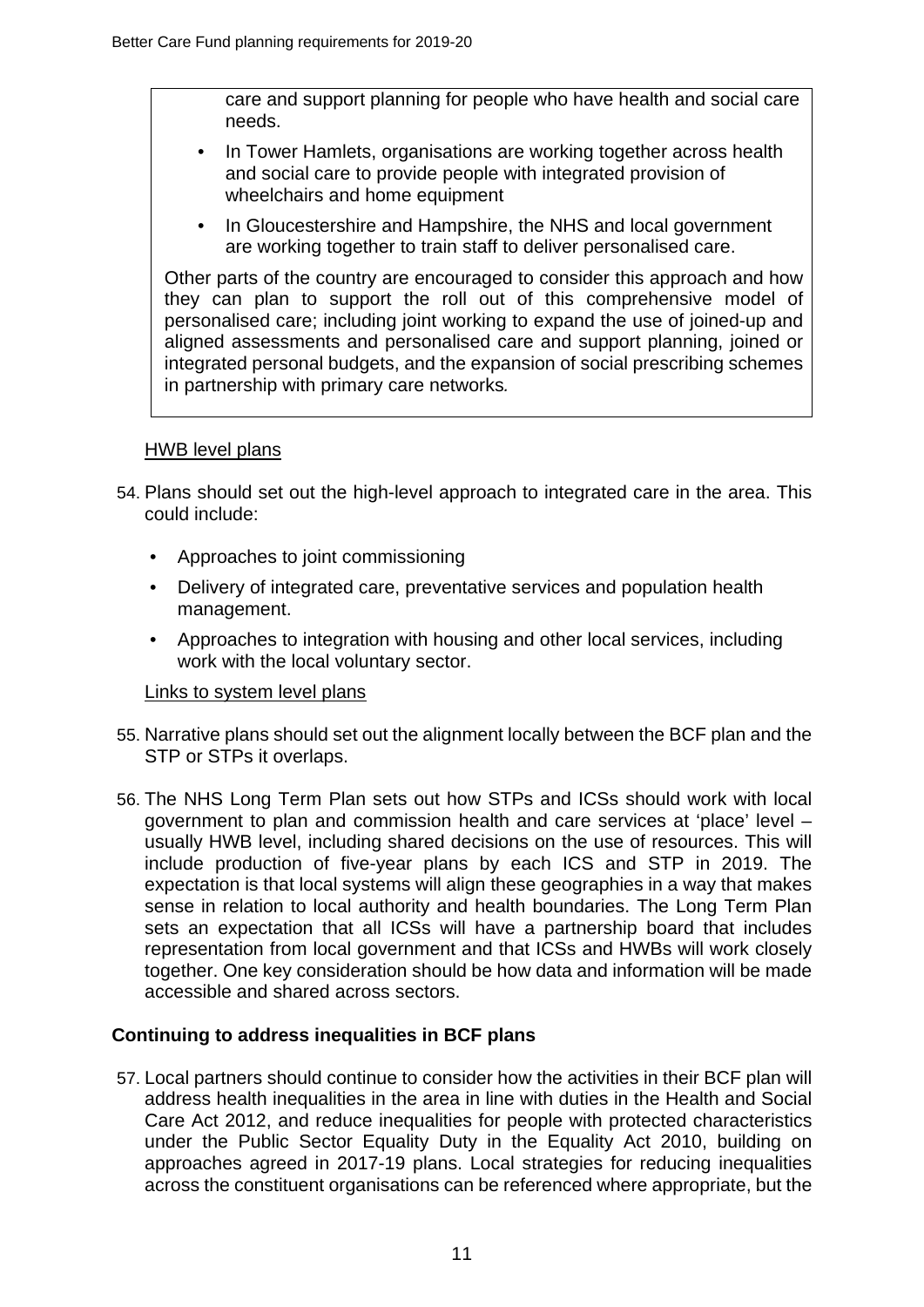care and support planning for people who have health and social care needs.

- In Tower Hamlets, organisations are working together across health and social care to provide people with integrated provision of wheelchairs and home equipment
- In Gloucestershire and Hampshire, the NHS and local government are working together to train staff to deliver personalised care.

Other parts of the country are encouraged to consider this approach and how they can plan to support the roll out of this comprehensive model of personalised care; including joint working to expand the use of joined-up and aligned assessments and personalised care and support planning, joined or integrated personal budgets, and the expansion of social prescribing schemes in partnership with primary care networks*.*

<u>HWB level plans</u>

54. Plans should set out the high-level approach to integrated care in the area. This could include:
    - Approaches to joint commissioning
    - Delivery of integrated care, preventative services and population health management.
    - Approaches to integration with housing and other local services, including work with the local voluntary sector.

<u>Links to system level plans</u>

55. Narrative plans should set out the alignment locally between the BCF plan and the STP or STPs it overlaps.

56. The NHS Long Term Plan sets out how STPs and ICSs should work with local government to plan and commission health and care services at 'place' level – usually HWB level, including shared decisions on the use of resources. This will include production of five-year plans by each ICS and STP in 2019. The expectation is that local systems will align these geographies in a way that makes sense in relation to local authority and health boundaries. The Long Term Plan sets an expectation that all ICSs will have a partnership board that includes representation from local government and that ICSs and HWBs will work closely together. One key consideration should be how data and information will be made accessible and shared across sectors.

## Continuing to address inequalities in BCF plans

57. Local partners should continue to consider how the activities in their BCF plan will address health inequalities in the area in line with duties in the Health and Social Care Act 2012, and reduce inequalities for people with protected characteristics under the Public Sector Equality Duty in the Equality Act 2010, building on approaches agreed in 2017-19 plans. Local strategies for reducing inequalities across the constituent organisations can be referenced where appropriate, but the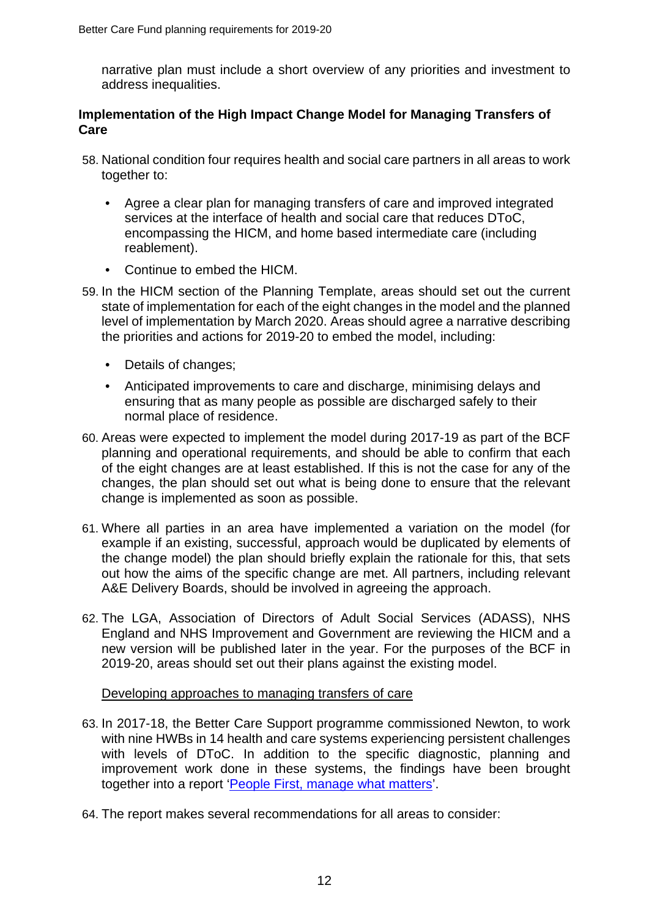narrative plan must include a short overview of any priorities and investment to address inequalities.

### Implementation of the High Impact Change Model for Managing Transfers of Care

58. National condition four requires health and social care partners in all areas to work together to:

    - Agree a clear plan for managing transfers of care and improved integrated services at the interface of health and social care that reduces DToC, encompassing the HICM, and home based intermediate care (including reablement).
    - Continue to embed the HICM.

59. In the HICM section of the Planning Template, areas should set out the current state of implementation for each of the eight changes in the model and the planned level of implementation by March 2020. Areas should agree a narrative describing the priorities and actions for 2019-20 to embed the model, including:

    - Details of changes;
    - Anticipated improvements to care and discharge, minimising delays and ensuring that as many people as possible are discharged safely to their normal place of residence.

60. Areas were expected to implement the model during 2017-19 as part of the BCF planning and operational requirements, and should be able to confirm that each of the eight changes are at least established. If this is not the case for any of the changes, the plan should set out what is being done to ensure that the relevant change is implemented as soon as possible.

61. Where all parties in an area have implemented a variation on the model (for example if an existing, successful, approach would be duplicated by elements of the change model) the plan should briefly explain the rationale for this, that sets out how the aims of the specific change are met. All partners, including relevant A&E Delivery Boards, should be involved in agreeing the approach.

62. The LGA, Association of Directors of Adult Social Services (ADASS), NHS England and NHS Improvement and Government are reviewing the HICM and a new version will be published later in the year. For the purposes of the BCF in 2019-20, areas should set out their plans against the existing model.

<u>Developing approaches to managing transfers of care</u>

63. In 2017-18, the Better Care Support programme commissioned Newton, to work with nine HWBs in 14 health and care systems experiencing persistent challenges with levels of DToC. In addition to the specific diagnostic, planning and improvement work done in these systems, the findings have been brought together into a report '[People First, manage what matters](People First, manage what matters)'.

64. The report makes several recommendations for all areas to consider: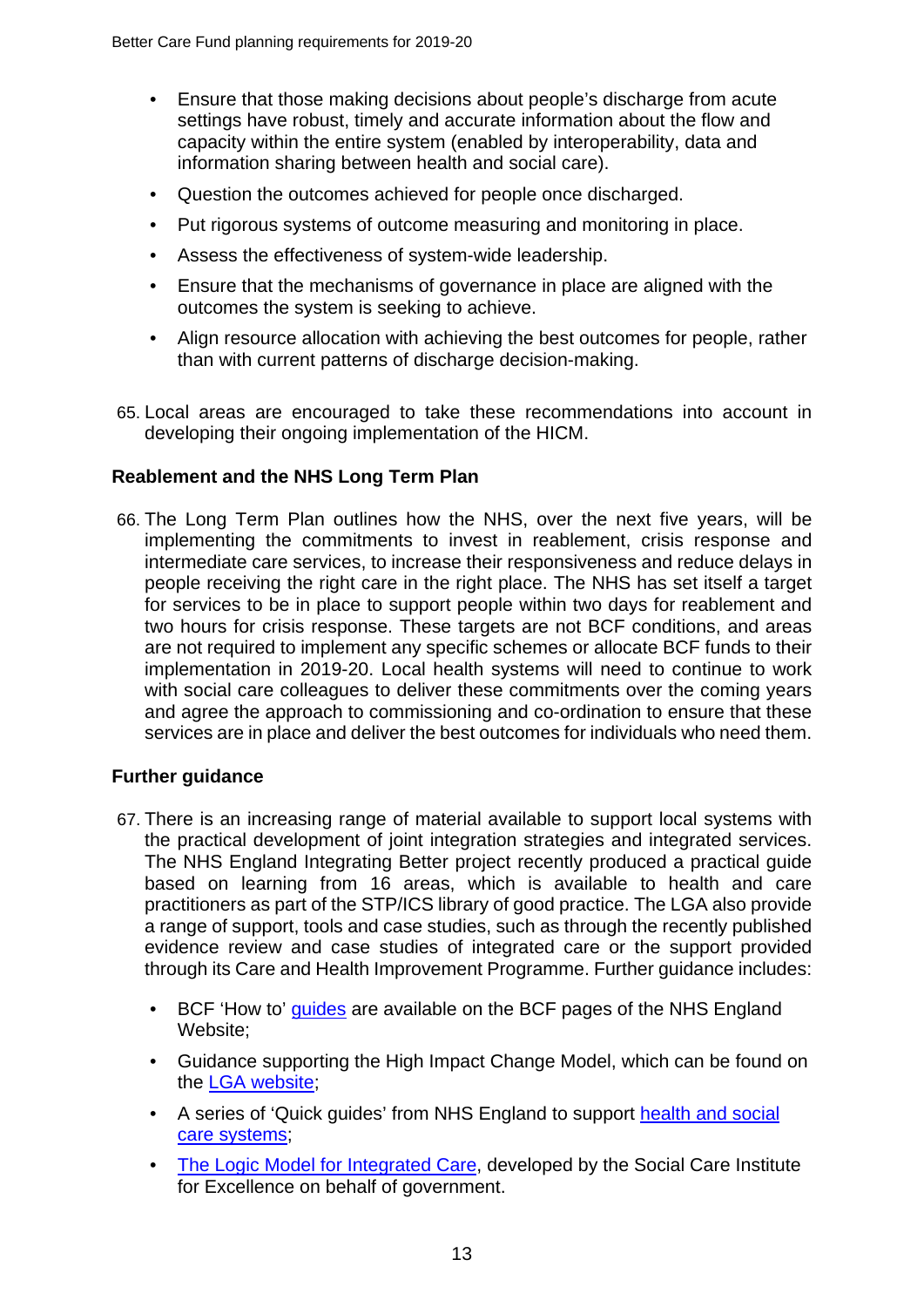- Ensure that those making decisions about people's discharge from acute settings have robust, timely and accurate information about the flow and capacity within the entire system (enabled by interoperability, data and information sharing between health and social care).
- Question the outcomes achieved for people once discharged.
- Put rigorous systems of outcome measuring and monitoring in place.
- Assess the effectiveness of system-wide leadership.
- Ensure that the mechanisms of governance in place are aligned with the outcomes the system is seeking to achieve.
- Align resource allocation with achieving the best outcomes for people, rather than with current patterns of discharge decision-making.

65. Local areas are encouraged to take these recommendations into account in developing their ongoing implementation of the HICM.

## Reablement and the NHS Long Term Plan

66. The Long Term Plan outlines how the NHS, over the next five years, will be implementing the commitments to invest in reablement, crisis response and intermediate care services, to increase their responsiveness and reduce delays in people receiving the right care in the right place. The NHS has set itself a target for services to be in place to support people within two days for reablement and two hours for crisis response. These targets are not BCF conditions, and areas are not required to implement any specific schemes or allocate BCF funds to their implementation in 2019-20. Local health systems will need to continue to work with social care colleagues to deliver these commitments over the coming years and agree the approach to commissioning and co-ordination to ensure that these services are in place and deliver the best outcomes for individuals who need them.

## Further guidance

67. There is an increasing range of material available to support local systems with the practical development of joint integration strategies and integrated services. The NHS England Integrating Better project recently produced a practical guide based on learning from 16 areas, which is available to health and care practitioners as part of the STP/ICS library of good practice. The LGA also provide a range of support, tools and case studies, such as through the recently published evidence review and case studies of integrated care or the support provided through its Care and Health Improvement Programme. Further guidance includes:

    - BCF 'How to' guides are available on the BCF pages of the NHS England Website;
    - Guidance supporting the High Impact Change Model, which can be found on the LGA website;
    - A series of 'Quick guides' from NHS England to support health and social care systems;
    - The Logic Model for Integrated Care, developed by the Social Care Institute for Excellence on behalf of government.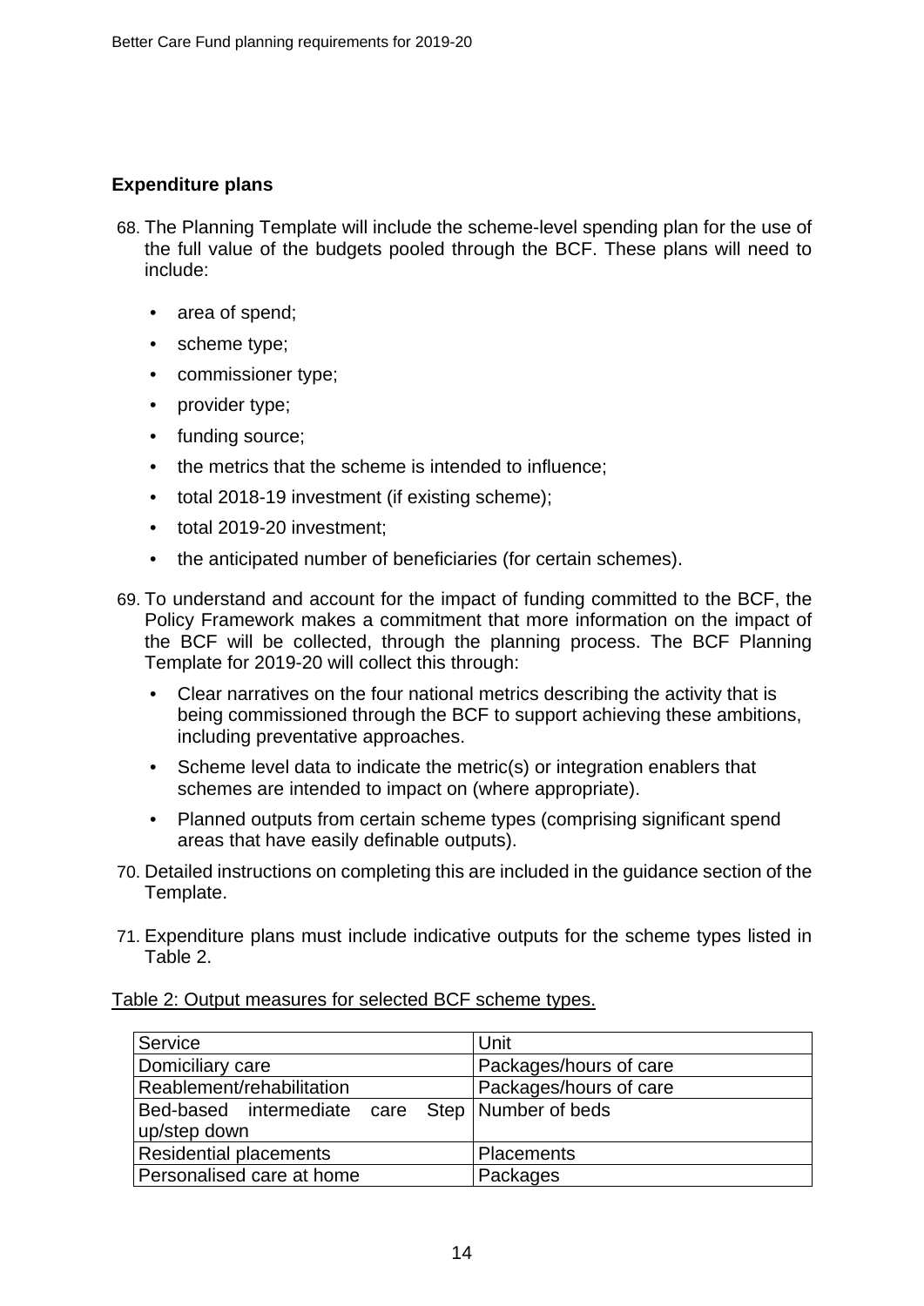## Expenditure plans

68. The Planning Template will include the scheme-level spending plan for the use of the full value of the budgets pooled through the BCF. These plans will need to include:

    - area of spend;
    - scheme type;
    - commissioner type;
    - provider type;
    - funding source;
    - the metrics that the scheme is intended to influence;
    - total 2018-19 investment (if existing scheme);
    - total 2019-20 investment;
    - the anticipated number of beneficiaries (for certain schemes).

69. To understand and account for the impact of funding committed to the BCF, the Policy Framework makes a commitment that more information on the impact of the BCF will be collected, through the planning process. The BCF Planning Template for 2019-20 will collect this through:

    - Clear narratives on the four national metrics describing the activity that is being commissioned through the BCF to support achieving these ambitions, including preventative approaches.
    - Scheme level data to indicate the metric(s) or integration enablers that schemes are intended to impact on (where appropriate).
    - Planned outputs from certain scheme types (comprising significant spend areas that have easily definable outputs).

70. Detailed instructions on completing this are included in the guidance section of the Template.

71. Expenditure plans must include indicative outputs for the scheme types listed in Table 2.

<u>Table 2: Output measures for selected BCF scheme types.</u>

| Service | Unit |
|---|---|
| Domiciliary care | Packages/hours of care |
| Reablement/rehabilitation | Packages/hours of care |
| Bed-based intermediate care Step up/step down | Number of beds |
| Residential placements | Placements |
| Personalised care at home | Packages |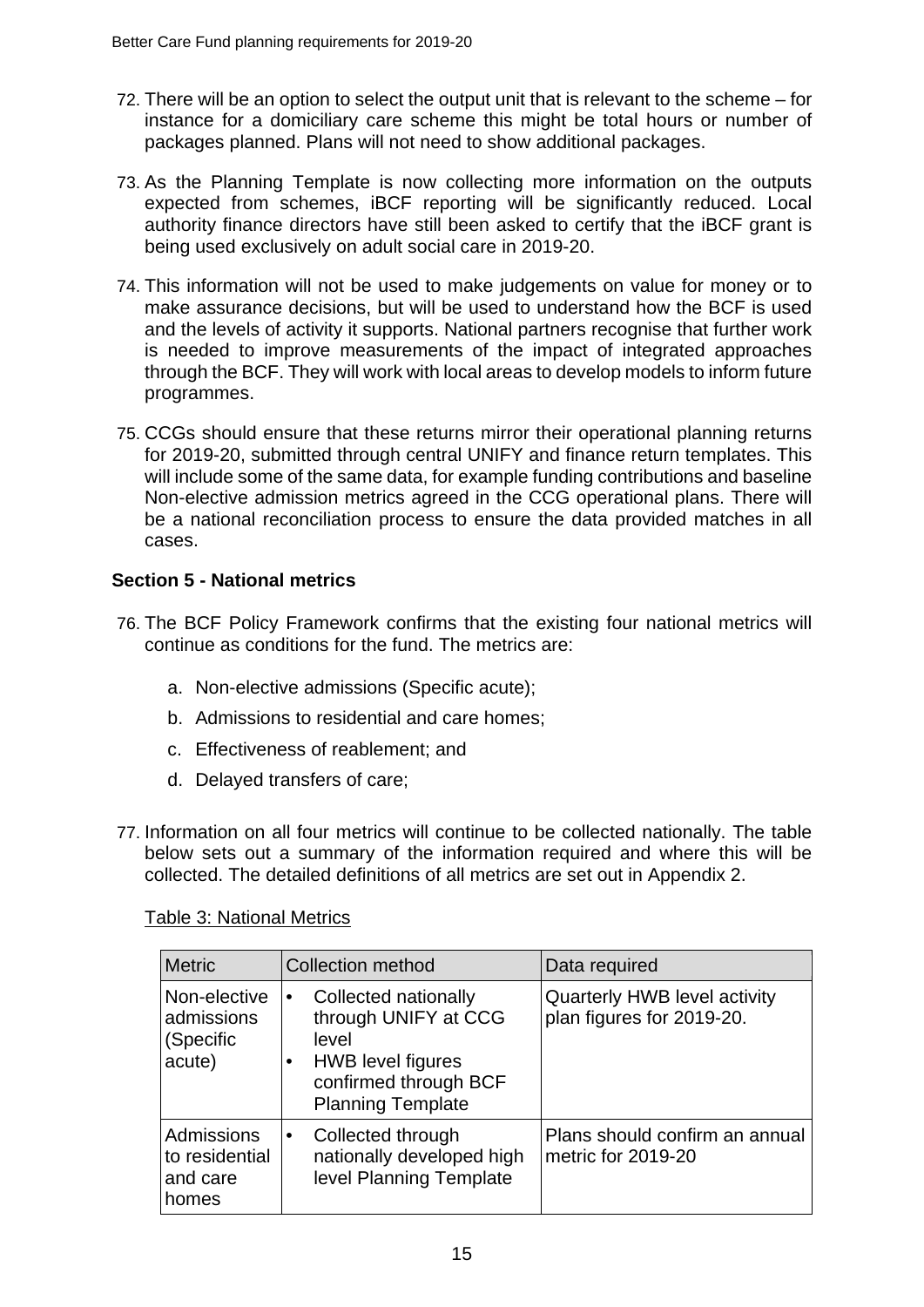72. There will be an option to select the output unit that is relevant to the scheme – for instance for a domiciliary care scheme this might be total hours or number of packages planned. Plans will not need to show additional packages.

73. As the Planning Template is now collecting more information on the outputs expected from schemes, iBCF reporting will be significantly reduced. Local authority finance directors have still been asked to certify that the iBCF grant is being used exclusively on adult social care in 2019-20.

74. This information will not be used to make judgements on value for money or to make assurance decisions, but will be used to understand how the BCF is used and the levels of activity it supports. National partners recognise that further work is needed to improve measurements of the impact of integrated approaches through the BCF. They will work with local areas to develop models to inform future programmes.

75. CCGs should ensure that these returns mirror their operational planning returns for 2019-20, submitted through central UNIFY and finance return templates. This will include some of the same data, for example funding contributions and baseline Non-elective admission metrics agreed in the CCG operational plans. There will be a national reconciliation process to ensure the data provided matches in all cases.

### Section 5 - National metrics

76. The BCF Policy Framework confirms that the existing four national metrics will continue as conditions for the fund. The metrics are:

    a. Non-elective admissions (Specific acute);

    b. Admissions to residential and care homes;

    c. Effectiveness of reablement; and

    d. Delayed transfers of care;

77. Information on all four metrics will continue to be collected nationally. The table below sets out a summary of the information required and where this will be collected. The detailed definitions of all metrics are set out in Appendix 2.

Table 3: National Metrics

| Metric | Collection method | Data required |
|---|---|---|
| Non-elective admissions (Specific acute) | • Collected nationally through UNIFY at CCG level<br>• HWB level figures confirmed through BCF Planning Template | Quarterly HWB level activity plan figures for 2019-20. |
| Admissions to residential and care homes | • Collected through nationally developed high level Planning Template | Plans should confirm an annual metric for 2019-20 |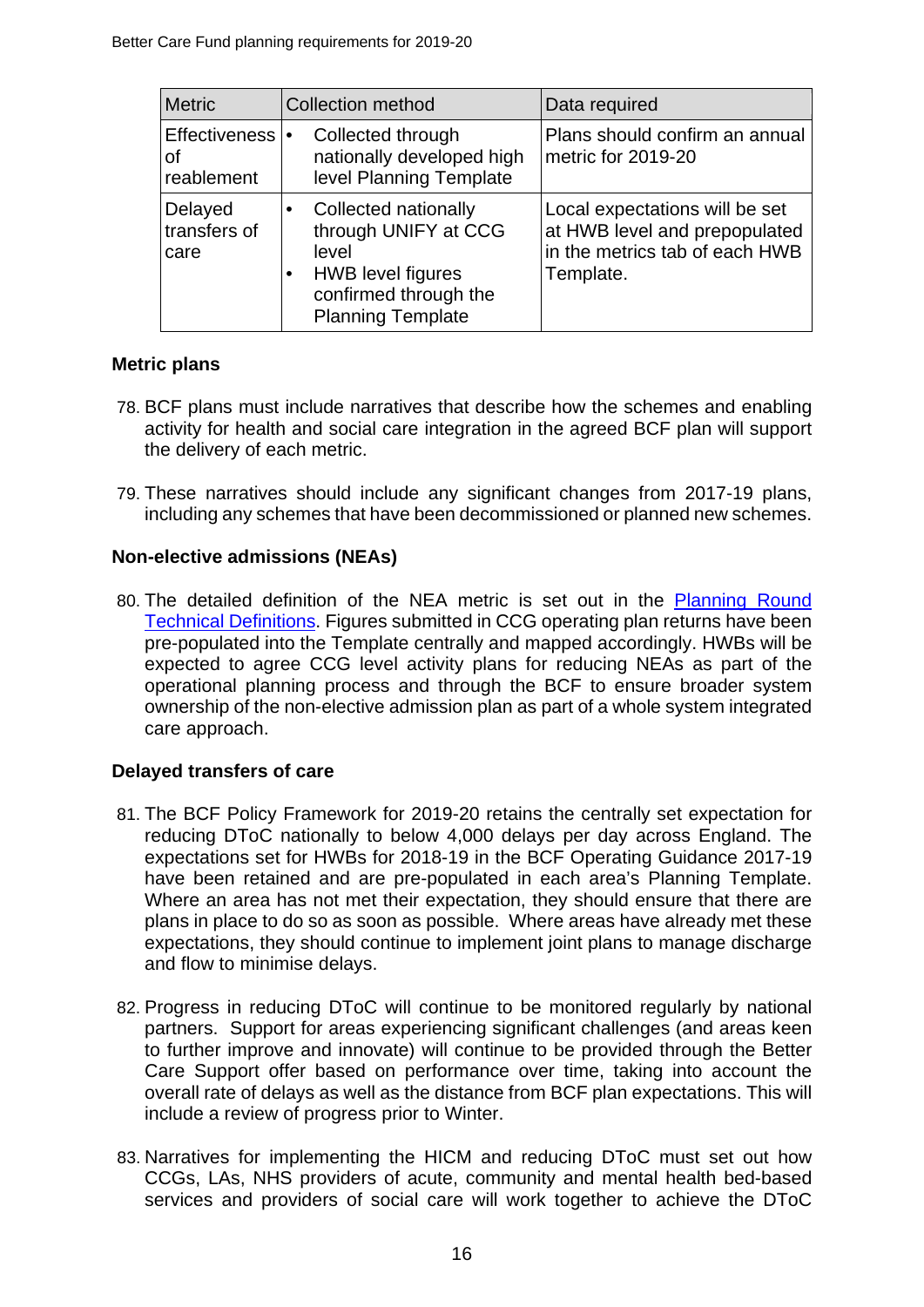| Metric | Collection method | Data required |
|---|---|---|
| Effectiveness of reablement | • Collected through nationally developed high level Planning Template | Plans should confirm an annual metric for 2019-20 |
| Delayed transfers of care | • Collected nationally through UNIFY at CCG level<br>• HWB level figures confirmed through the Planning Template | Local expectations will be set at HWB level and prepopulated in the metrics tab of each HWB Template. |

**Metric plans**

78. BCF plans must include narratives that describe how the schemes and enabling activity for health and social care integration in the agreed BCF plan will support the delivery of each metric.

79. These narratives should include any significant changes from 2017-19 plans, including any schemes that have been decommissioned or planned new schemes.

**Non-elective admissions (NEAs)**

80. The detailed definition of the NEA metric is set out in the Planning Round Technical Definitions. Figures submitted in CCG operating plan returns have been pre-populated into the Template centrally and mapped accordingly. HWBs will be expected to agree CCG level activity plans for reducing NEAs as part of the operational planning process and through the BCF to ensure broader system ownership of the non-elective admission plan as part of a whole system integrated care approach.

**Delayed transfers of care**

81. The BCF Policy Framework for 2019-20 retains the centrally set expectation for reducing DToC nationally to below 4,000 delays per day across England. The expectations set for HWBs for 2018-19 in the BCF Operating Guidance 2017-19 have been retained and are pre-populated in each area's Planning Template. Where an area has not met their expectation, they should ensure that there are plans in place to do so as soon as possible. Where areas have already met these expectations, they should continue to implement joint plans to manage discharge and flow to minimise delays.

82. Progress in reducing DToC will continue to be monitored regularly by national partners. Support for areas experiencing significant challenges (and areas keen to further improve and innovate) will continue to be provided through the Better Care Support offer based on performance over time, taking into account the overall rate of delays as well as the distance from BCF plan expectations. This will include a review of progress prior to Winter.

83. Narratives for implementing the HICM and reducing DToC must set out how CCGs, LAs, NHS providers of acute, community and mental health bed-based services and providers of social care will work together to achieve the DToC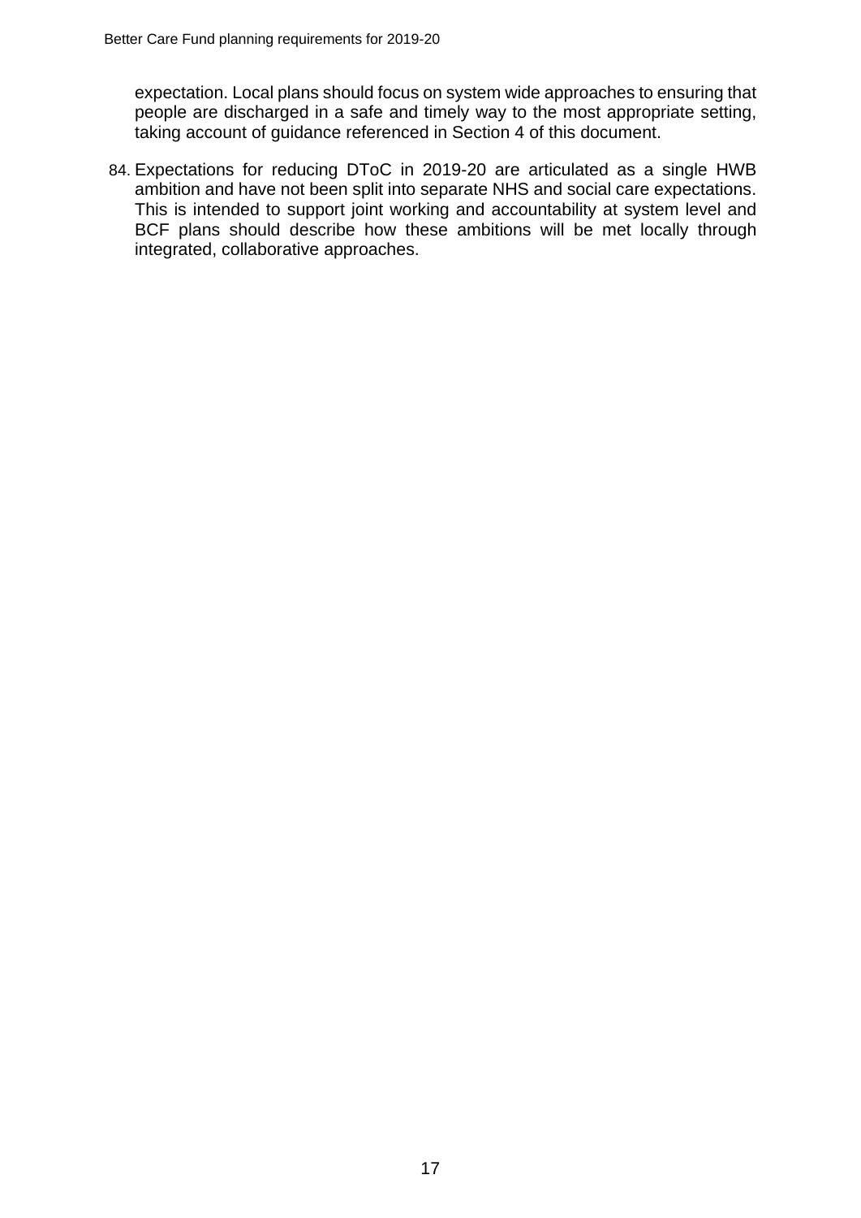expectation. Local plans should focus on system wide approaches to ensuring that people are discharged in a safe and timely way to the most appropriate setting, taking account of guidance referenced in Section 4 of this document.

84. Expectations for reducing DToC in 2019-20 are articulated as a single HWB ambition and have not been split into separate NHS and social care expectations. This is intended to support joint working and accountability at system level and BCF plans should describe how these ambitions will be met locally through integrated, collaborative approaches.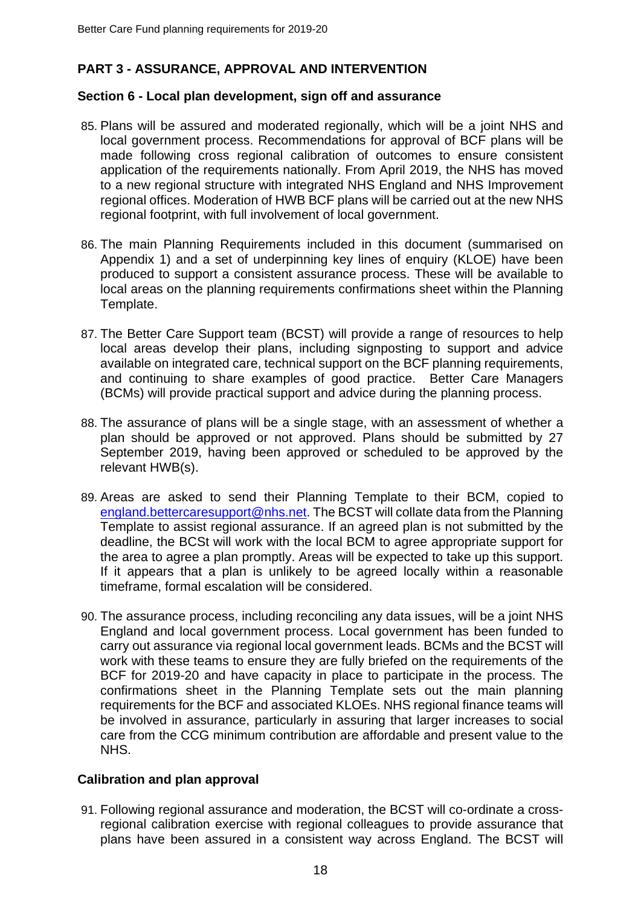## PART 3 - ASSURANCE, APPROVAL AND INTERVENTION

### Section 6 - Local plan development, sign off and assurance

85. Plans will be assured and moderated regionally, which will be a joint NHS and local government process. Recommendations for approval of BCF plans will be made following cross regional calibration of outcomes to ensure consistent application of the requirements nationally. From April 2019, the NHS has moved to a new regional structure with integrated NHS England and NHS Improvement regional offices. Moderation of HWB BCF plans will be carried out at the new NHS regional footprint, with full involvement of local government.

86. The main Planning Requirements included in this document (summarised on Appendix 1) and a set of underpinning key lines of enquiry (KLOE) have been produced to support a consistent assurance process. These will be available to local areas on the planning requirements confirmations sheet within the Planning Template.

87. The Better Care Support team (BCST) will provide a range of resources to help local areas develop their plans, including signposting to support and advice available on integrated care, technical support on the BCF planning requirements, and continuing to share examples of good practice. Better Care Managers (BCMs) will provide practical support and advice during the planning process.

88. The assurance of plans will be a single stage, with an assessment of whether a plan should be approved or not approved. Plans should be submitted by 27 September 2019, having been approved or scheduled to be approved by the relevant HWB(s).

89. Areas are asked to send their Planning Template to their BCM, copied to england.bettercaresupport@nhs.net. The BCST will collate data from the Planning Template to assist regional assurance. If an agreed plan is not submitted by the deadline, the BCSt will work with the local BCM to agree appropriate support for the area to agree a plan promptly. Areas will be expected to take up this support. If it appears that a plan is unlikely to be agreed locally within a reasonable timeframe, formal escalation will be considered.

90. The assurance process, including reconciling any data issues, will be a joint NHS England and local government process. Local government has been funded to carry out assurance via regional local government leads. BCMs and the BCST will work with these teams to ensure they are fully briefed on the requirements of the BCF for 2019-20 and have capacity in place to participate in the process. The confirmations sheet in the Planning Template sets out the main planning requirements for the BCF and associated KLOEs. NHS regional finance teams will be involved in assurance, particularly in assuring that larger increases to social care from the CCG minimum contribution are affordable and present value to the NHS.

### Calibration and plan approval

91. Following regional assurance and moderation, the BCST will co-ordinate a cross-regional calibration exercise with regional colleagues to provide assurance that plans have been assured in a consistent way across England. The BCST will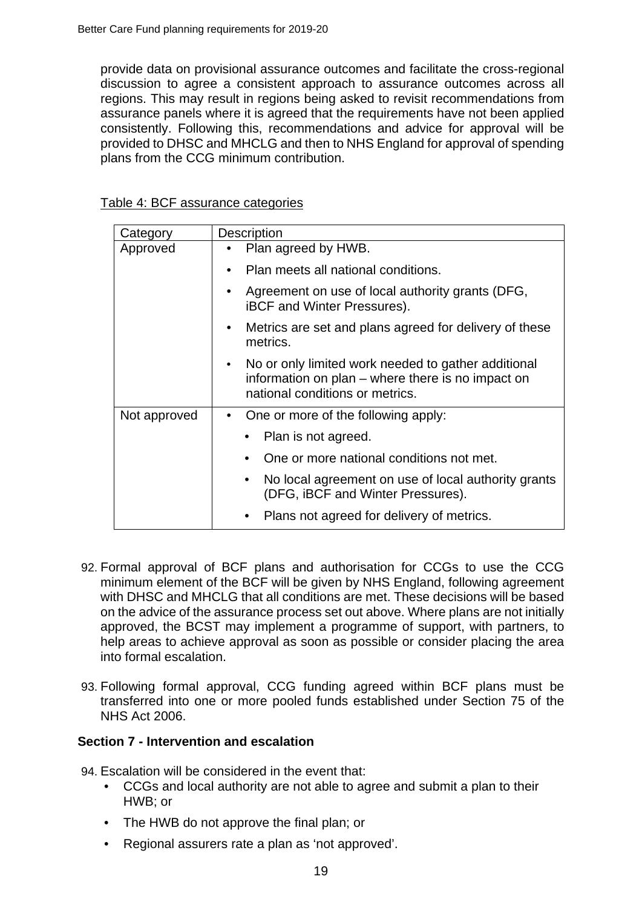provide data on provisional assurance outcomes and facilitate the cross-regional discussion to agree a consistent approach to assurance outcomes across all regions. This may result in regions being asked to revisit recommendations from assurance panels where it is agreed that the requirements have not been applied consistently. Following this, recommendations and advice for approval will be provided to DHSC and MHCLG and then to NHS England for approval of spending plans from the CCG minimum contribution.

Table 4: BCF assurance categories

| Category | Description |
| --- | --- |
| Approved | • Plan agreed by HWB.<br>• Plan meets all national conditions.<br>• Agreement on use of local authority grants (DFG, iBCF and Winter Pressures).<br>• Metrics are set and plans agreed for delivery of these metrics.<br>• No or only limited work needed to gather additional information on plan – where there is no impact on national conditions or metrics. |
| Not approved | • One or more of the following apply:<br>  • Plan is not agreed.<br>  • One or more national conditions not met.<br>  • No local agreement on use of local authority grants (DFG, iBCF and Winter Pressures).<br>  • Plans not agreed for delivery of metrics. |

92. Formal approval of BCF plans and authorisation for CCGs to use the CCG minimum element of the BCF will be given by NHS England, following agreement with DHSC and MHCLG that all conditions are met. These decisions will be based on the advice of the assurance process set out above. Where plans are not initially approved, the BCST may implement a programme of support, with partners, to help areas to achieve approval as soon as possible or consider placing the area into formal escalation.

93. Following formal approval, CCG funding agreed within BCF plans must be transferred into one or more pooled funds established under Section 75 of the NHS Act 2006.

## Section 7 - Intervention and escalation

94. Escalation will be considered in the event that:
    - CCGs and local authority are not able to agree and submit a plan to their HWB; or
    - The HWB do not approve the final plan; or
    - Regional assurers rate a plan as 'not approved'.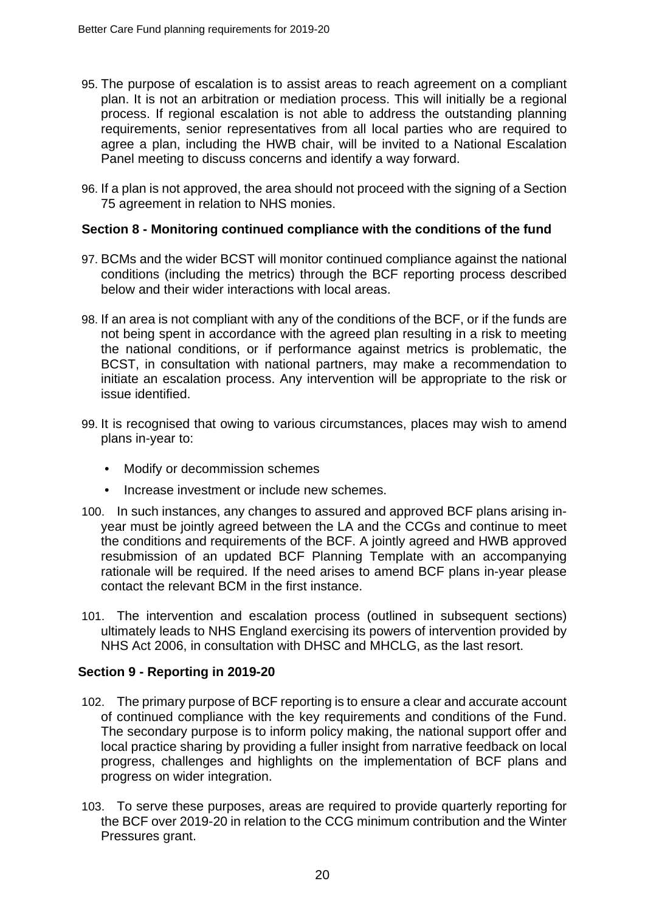95. The purpose of escalation is to assist areas to reach agreement on a compliant plan. It is not an arbitration or mediation process. This will initially be a regional process. If regional escalation is not able to address the outstanding planning requirements, senior representatives from all local parties who are required to agree a plan, including the HWB chair, will be invited to a National Escalation Panel meeting to discuss concerns and identify a way forward.

96. If a plan is not approved, the area should not proceed with the signing of a Section 75 agreement in relation to NHS monies.

## Section 8 - Monitoring continued compliance with the conditions of the fund

97. BCMs and the wider BCST will monitor continued compliance against the national conditions (including the metrics) through the BCF reporting process described below and their wider interactions with local areas.

98. If an area is not compliant with any of the conditions of the BCF, or if the funds are not being spent in accordance with the agreed plan resulting in a risk to meeting the national conditions, or if performance against metrics is problematic, the BCST, in consultation with national partners, may make a recommendation to initiate an escalation process. Any intervention will be appropriate to the risk or issue identified.

99. It is recognised that owing to various circumstances, places may wish to amend plans in-year to:

- Modify or decommission schemes
- Increase investment or include new schemes.

100. In such instances, any changes to assured and approved BCF plans arising in-year must be jointly agreed between the LA and the CCGs and continue to meet the conditions and requirements of the BCF. A jointly agreed and HWB approved resubmission of an updated BCF Planning Template with an accompanying rationale will be required. If the need arises to amend BCF plans in-year please contact the relevant BCM in the first instance.

101. The intervention and escalation process (outlined in subsequent sections) ultimately leads to NHS England exercising its powers of intervention provided by NHS Act 2006, in consultation with DHSC and MHCLG, as the last resort.

## Section 9 - Reporting in 2019-20

102. The primary purpose of BCF reporting is to ensure a clear and accurate account of continued compliance with the key requirements and conditions of the Fund. The secondary purpose is to inform policy making, the national support offer and local practice sharing by providing a fuller insight from narrative feedback on local progress, challenges and highlights on the implementation of BCF plans and progress on wider integration.

103. To serve these purposes, areas are required to provide quarterly reporting for the BCF over 2019-20 in relation to the CCG minimum contribution and the Winter Pressures grant.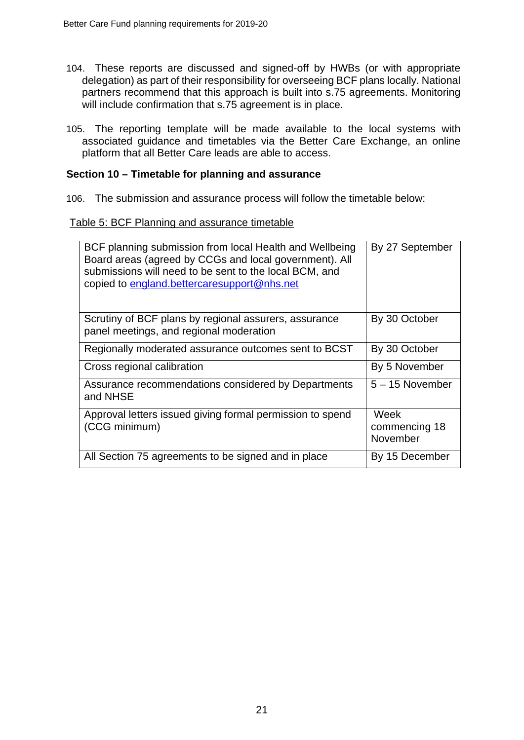104. These reports are discussed and signed-off by HWBs (or with appropriate delegation) as part of their responsibility for overseeing BCF plans locally. National partners recommend that this approach is built into s.75 agreements. Monitoring will include confirmation that s.75 agreement is in place.

105. The reporting template will be made available to the local systems with associated guidance and timetables via the Better Care Exchange, an online platform that all Better Care leads are able to access.

**Section 10 – Timetable for planning and assurance**

106. The submission and assurance process will follow the timetable below:

Table 5: BCF Planning and assurance timetable

| | |
|---|---|
| BCF planning submission from local Health and Wellbeing Board areas (agreed by CCGs and local government). All submissions will need to be sent to the local BCM, and copied to england.bettercaresupport@nhs.net | By 27 September |
| Scrutiny of BCF plans by regional assurers, assurance panel meetings, and regional moderation | By 30 October |
| Regionally moderated assurance outcomes sent to BCST | By 30 October |
| Cross regional calibration | By 5 November |
| Assurance recommendations considered by Departments and NHSE | 5 – 15 November |
| Approval letters issued giving formal permission to spend (CCG minimum) | Week commencing 18 November |
| All Section 75 agreements to be signed and in place | By 15 December |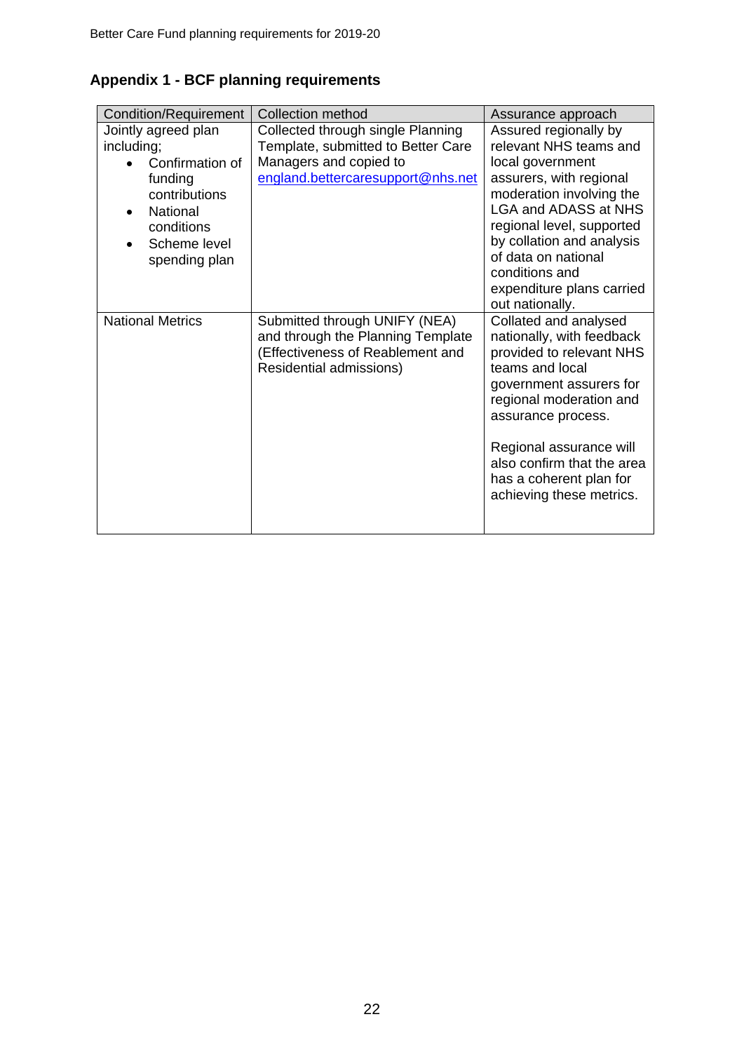## Appendix 1 - BCF planning requirements

| Condition/Requirement | Collection method | Assurance approach |
|---|---|---|
| Jointly agreed plan including;<br>• Confirmation of funding contributions<br>• National conditions<br>• Scheme level spending plan | Collected through single Planning Template, submitted to Better Care Managers and copied to england.bettercaresupport@nhs.net | Assured regionally by relevant NHS teams and local government assurers, with regional moderation involving the LGA and ADASS at NHS regional level, supported by collation and analysis of data on national conditions and expenditure plans carried out nationally. |
| National Metrics | Submitted through UNIFY (NEA) and through the Planning Template (Effectiveness of Reablement and Residential admissions) | Collated and analysed nationally, with feedback provided to relevant NHS teams and local government assurers for regional moderation and assurance process.<br><br>Regional assurance will also confirm that the area has a coherent plan for achieving these metrics. |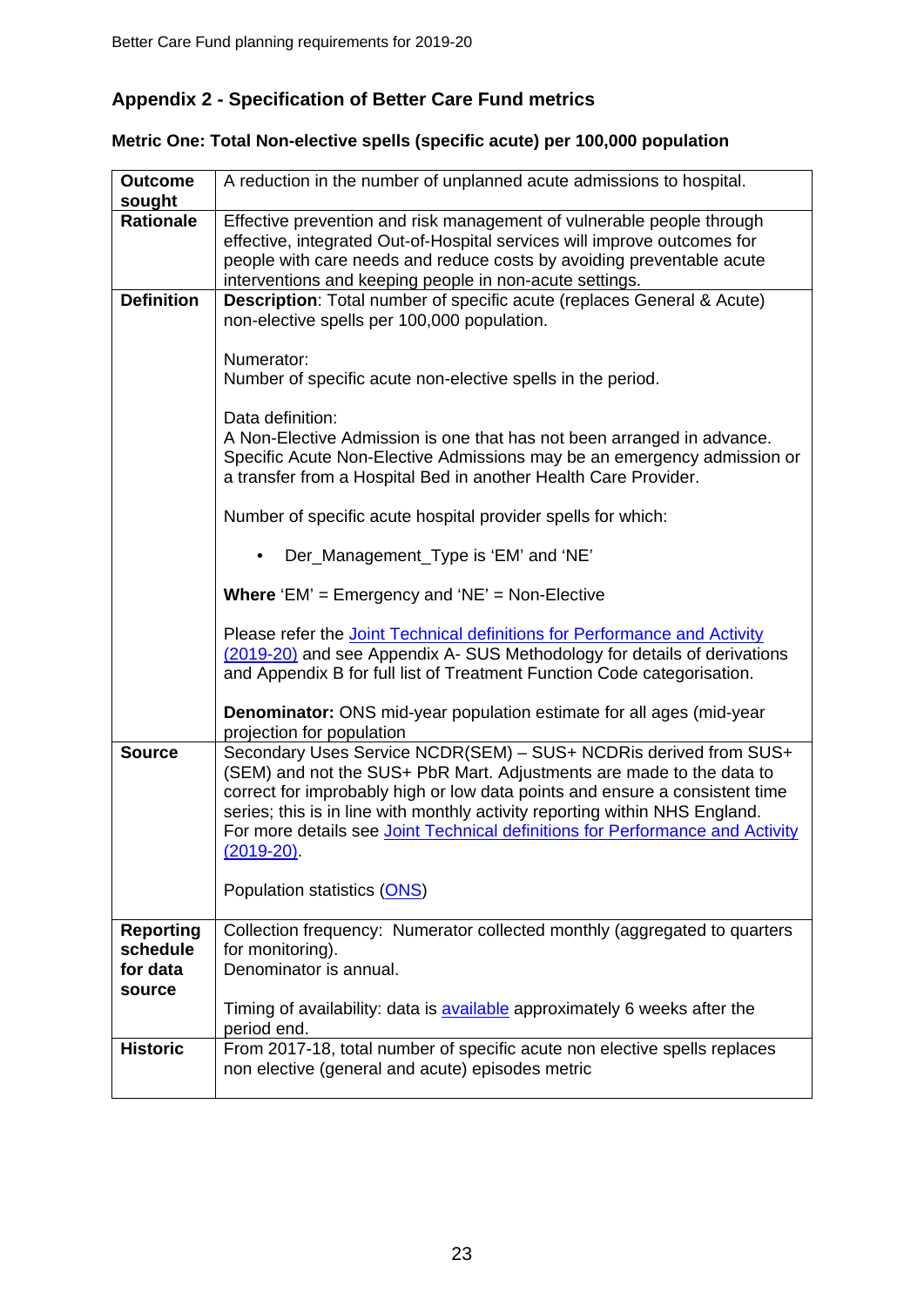## Appendix 2 - Specification of Better Care Fund metrics

### Metric One: Total Non-elective spells (specific acute) per 100,000 population

| | |
|---|---|
| **Outcome sought** | A reduction in the number of unplanned acute admissions to hospital. |
| **Rationale** | Effective prevention and risk management of vulnerable people through effective, integrated Out-of-Hospital services will improve outcomes for people with care needs and reduce costs by avoiding preventable acute interventions and keeping people in non-acute settings. |
| **Definition** | **Description**: Total number of specific acute (replaces General & Acute) non-elective spells per 100,000 population.<br><br>Numerator:<br>Number of specific acute non-elective spells in the period.<br><br>Data definition:<br>A Non-Elective Admission is one that has not been arranged in advance. Specific Acute Non-Elective Admissions may be an emergency admission or a transfer from a Hospital Bed in another Health Care Provider.<br><br>Number of specific acute hospital provider spells for which:<br><br>• Der_Management_Type is 'EM' and 'NE'<br><br>**Where** 'EM' = Emergency and 'NE' = Non-Elective<br><br>Please refer the Joint Technical definitions for Performance and Activity (2019-20) and see Appendix A- SUS Methodology for details of derivations and Appendix B for full list of Treatment Function Code categorisation.<br><br>**Denominator:** ONS mid-year population estimate for all ages (mid-year projection for population |
| **Source** | Secondary Uses Service NCDR(SEM) – SUS+ NCDRis derived from SUS+ (SEM) and not the SUS+ PbR Mart. Adjustments are made to the data to correct for improbably high or low data points and ensure a consistent time series; this is in line with monthly activity reporting within NHS England. For more details see Joint Technical definitions for Performance and Activity (2019-20).<br><br>Population statistics (ONS) |
| **Reporting schedule for data source** | Collection frequency: Numerator collected monthly (aggregated to quarters for monitoring).<br>Denominator is annual.<br><br>Timing of availability: data is available approximately 6 weeks after the period end. |
| **Historic** | From 2017-18, total number of specific acute non elective spells replaces non elective (general and acute) episodes metric |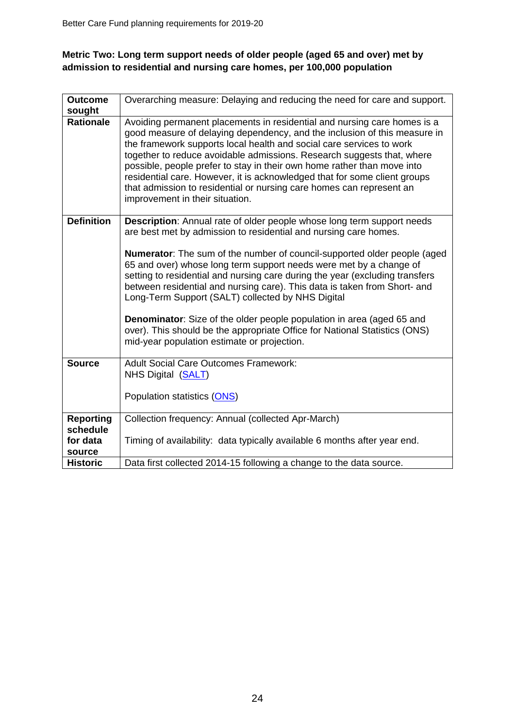**Metric Two: Long term support needs of older people (aged 65 and over) met by admission to residential and nursing care homes, per 100,000 population**

| | |
|---|---|
| **Outcome sought** | Overarching measure: Delaying and reducing the need for care and support. |
| **Rationale** | Avoiding permanent placements in residential and nursing care homes is a good measure of delaying dependency, and the inclusion of this measure in the framework supports local health and social care services to work together to reduce avoidable admissions. Research suggests that, where possible, people prefer to stay in their own home rather than move into residential care. However, it is acknowledged that for some client groups that admission to residential or nursing care homes can represent an improvement in their situation. |
| **Definition** | **Description**: Annual rate of older people whose long term support needs are best met by admission to residential and nursing care homes.<br><br>**Numerator**: The sum of the number of council-supported older people (aged 65 and over) whose long term support needs were met by a change of setting to residential and nursing care during the year (excluding transfers between residential and nursing care). This data is taken from Short- and Long-Term Support (SALT) collected by NHS Digital<br><br>**Denominator**: Size of the older people population in area (aged 65 and over). This should be the appropriate Office for National Statistics (ONS) mid-year population estimate or projection. |
| **Source** | Adult Social Care Outcomes Framework:<br>NHS Digital (SALT)<br><br>Population statistics (ONS) |
| **Reporting schedule for data source** | Collection frequency: Annual (collected Apr-March)<br><br>Timing of availability: data typically available 6 months after year end. |
| **Historic** | Data first collected 2014-15 following a change to the data source. |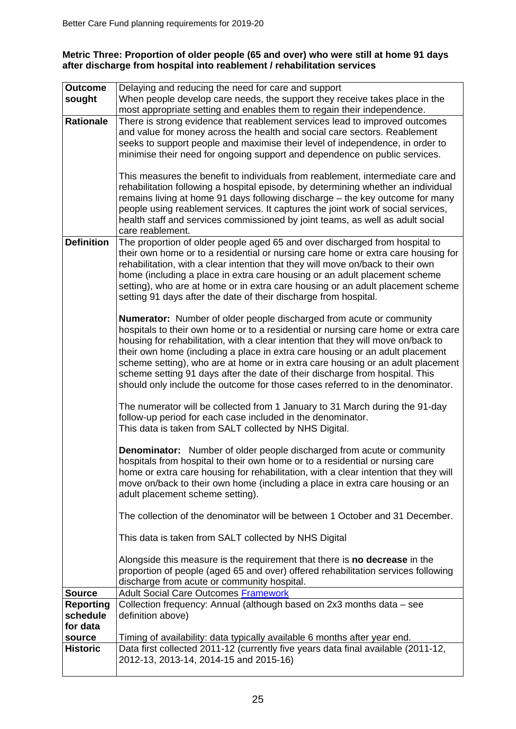**Metric Three: Proportion of older people (65 and over) who were still at home 91 days after discharge from hospital into reablement / rehabilitation services**

| | |
|---|---|
| **Outcome sought** | Delaying and reducing the need for care and support<br>When people develop care needs, the support they receive takes place in the most appropriate setting and enables them to regain their independence. |
| **Rationale** | There is strong evidence that reablement services lead to improved outcomes and value for money across the health and social care sectors. Reablement seeks to support people and maximise their level of independence, in order to minimise their need for ongoing support and dependence on public services.<br><br>This measures the benefit to individuals from reablement, intermediate care and rehabilitation following a hospital episode, by determining whether an individual remains living at home 91 days following discharge – the key outcome for many people using reablement services. It captures the joint work of social services, health staff and services commissioned by joint teams, as well as adult social care reablement. |
| **Definition** | The proportion of older people aged 65 and over discharged from hospital to their own home or to a residential or nursing care home or extra care housing for rehabilitation, with a clear intention that they will move on/back to their own home (including a place in extra care housing or an adult placement scheme setting), who are at home or in extra care housing or an adult placement scheme setting 91 days after the date of their discharge from hospital.<br><br>**Numerator:** Number of older people discharged from acute or community hospitals to their own home or to a residential or nursing care home or extra care housing for rehabilitation, with a clear intention that they will move on/back to their own home (including a place in extra care housing or an adult placement scheme setting), who are at home or in extra care housing or an adult placement scheme setting 91 days after the date of their discharge from hospital. This should only include the outcome for those cases referred to in the denominator.<br><br>The numerator will be collected from 1 January to 31 March during the 91-day follow-up period for each case included in the denominator.<br>This data is taken from SALT collected by NHS Digital.<br><br>**Denominator:** Number of older people discharged from acute or community hospitals from hospital to their own home or to a residential or nursing care home or extra care housing for rehabilitation, with a clear intention that they will move on/back to their own home (including a place in extra care housing or an adult placement scheme setting).<br><br>The collection of the denominator will be between 1 October and 31 December.<br><br>This data is taken from SALT collected by NHS Digital<br><br>Alongside this measure is the requirement that there is **no decrease** in the proportion of people (aged 65 and over) offered rehabilitation services following discharge from acute or community hospital. |
| **Source** | Adult Social Care Outcomes Framework |
| **Reporting schedule for data source** | Collection frequency: Annual (although based on 2x3 months data – see definition above)<br><br>Timing of availability: data typically available 6 months after year end. |
| **Historic** | Data first collected 2011-12 (currently five years data final available (2011-12, 2012-13, 2013-14, 2014-15 and 2015-16) |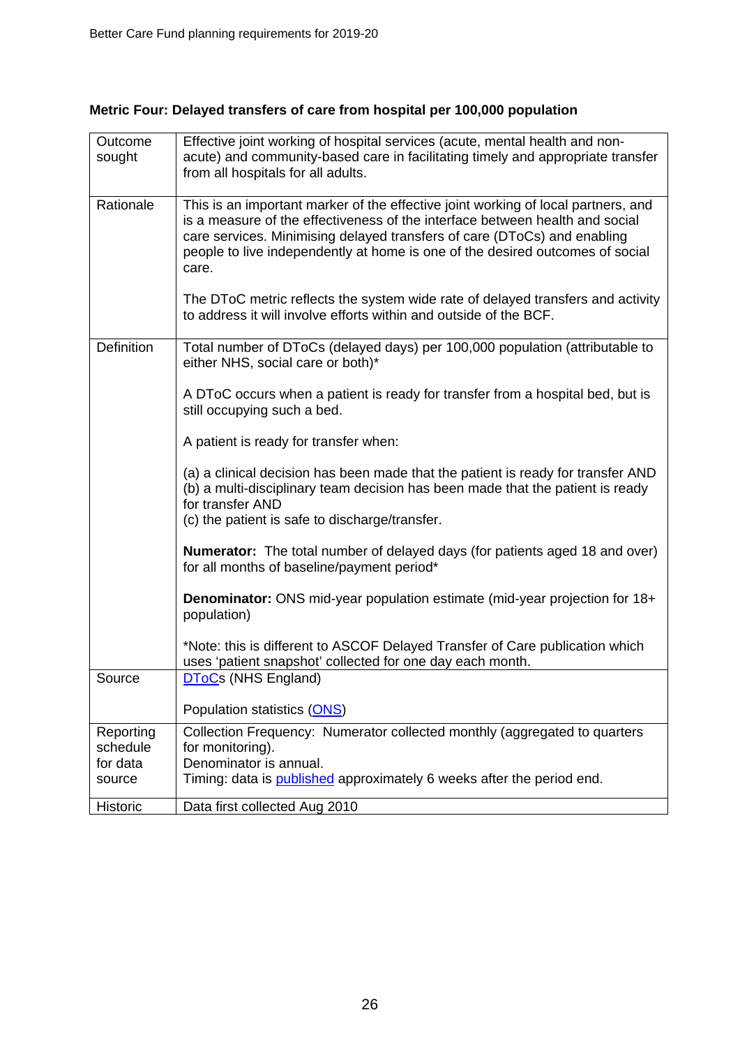### Metric Four: Delayed transfers of care from hospital per 100,000 population

| | |
|---|---|
| Outcome sought | Effective joint working of hospital services (acute, mental health and non-acute) and community-based care in facilitating timely and appropriate transfer from all hospitals for all adults. |
| Rationale | This is an important marker of the effective joint working of local partners, and is a measure of the effectiveness of the interface between health and social care services. Minimising delayed transfers of care (DToCs) and enabling people to live independently at home is one of the desired outcomes of social care.<br><br>The DToC metric reflects the system wide rate of delayed transfers and activity to address it will involve efforts within and outside of the BCF. |
| Definition | Total number of DToCs (delayed days) per 100,000 population (attributable to either NHS, social care or both)*<br><br>A DToC occurs when a patient is ready for transfer from a hospital bed, but is still occupying such a bed.<br><br>A patient is ready for transfer when:<br><br>(a) a clinical decision has been made that the patient is ready for transfer AND<br>(b) a multi-disciplinary team decision has been made that the patient is ready for transfer AND<br>(c) the patient is safe to discharge/transfer.<br><br>**Numerator:** The total number of delayed days (for patients aged 18 and over) for all months of baseline/payment period*<br><br>**Denominator:** ONS mid-year population estimate (mid-year projection for 18+ population)<br><br>*Note: this is different to ASCOF Delayed Transfer of Care publication which uses 'patient snapshot' collected for one day each month. |
| Source | DToCs (NHS England)<br><br>Population statistics (ONS) |
| Reporting schedule for data source | Collection Frequency: Numerator collected monthly (aggregated to quarters for monitoring).<br>Denominator is annual.<br>Timing: data is published approximately 6 weeks after the period end. |
| Historic | Data first collected Aug 2010 |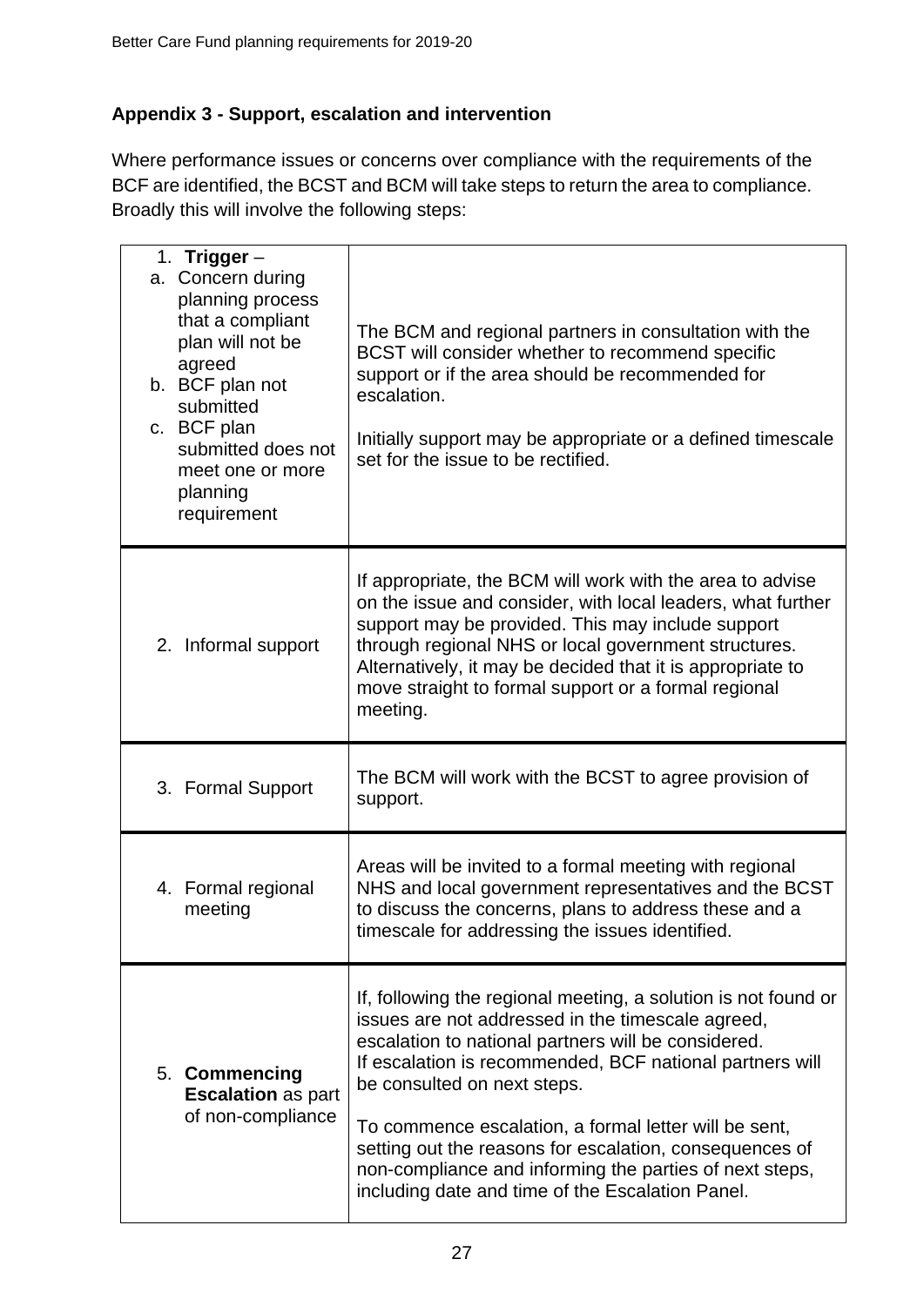## Appendix 3 - Support, escalation and intervention

Where performance issues or concerns over compliance with the requirements of the BCF are identified, the BCST and BCM will take steps to return the area to compliance. Broadly this will involve the following steps:

| | |
|---|---|
| 1. **Trigger** – a. Concern during planning process that a compliant plan will not be agreed b. BCF plan not submitted c. BCF plan submitted does not meet one or more planning requirement | The BCM and regional partners in consultation with the BCST will consider whether to recommend specific support or if the area should be recommended for escalation. Initially support may be appropriate or a defined timescale set for the issue to be rectified. |
| 2. Informal support | If appropriate, the BCM will work with the area to advise on the issue and consider, with local leaders, what further support may be provided. This may include support through regional NHS or local government structures. Alternatively, it may be decided that it is appropriate to move straight to formal support or a formal regional meeting. |
| 3. Formal Support | The BCM will work with the BCST to agree provision of support. |
| 4. Formal regional meeting | Areas will be invited to a formal meeting with regional NHS and local government representatives and the BCST to discuss the concerns, plans to address these and a timescale for addressing the issues identified. |
| 5. **Commencing Escalation** as part of non-compliance | If, following the regional meeting, a solution is not found or issues are not addressed in the timescale agreed, escalation to national partners will be considered. If escalation is recommended, BCF national partners will be consulted on next steps. To commence escalation, a formal letter will be sent, setting out the reasons for escalation, consequences of non-compliance and informing the parties of next steps, including date and time of the Escalation Panel. |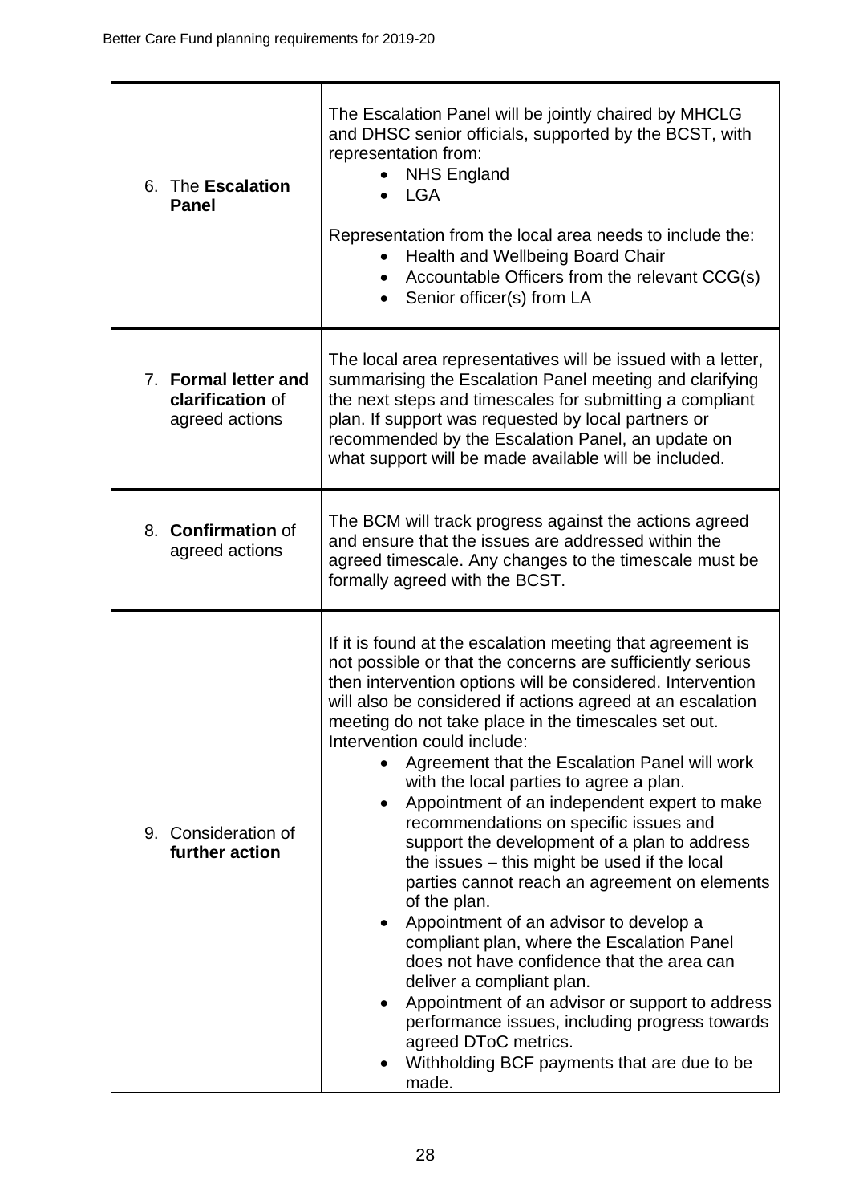| | |
|---|---|
| 6. The **Escalation Panel** | The Escalation Panel will be jointly chaired by MHCLG and DHSC senior officials, supported by the BCST, with representation from:<br>• NHS England<br>• LGA<br><br>Representation from the local area needs to include the:<br>• Health and Wellbeing Board Chair<br>• Accountable Officers from the relevant CCG(s)<br>• Senior officer(s) from LA |
| 7. **Formal letter and clarification** of agreed actions | The local area representatives will be issued with a letter, summarising the Escalation Panel meeting and clarifying the next steps and timescales for submitting a compliant plan. If support was requested by local partners or recommended by the Escalation Panel, an update on what support will be made available will be included. |
| 8. **Confirmation** of agreed actions | The BCM will track progress against the actions agreed and ensure that the issues are addressed within the agreed timescale. Any changes to the timescale must be formally agreed with the BCST. |
| 9. Consideration of **further action** | If it is found at the escalation meeting that agreement is not possible or that the concerns are sufficiently serious then intervention options will be considered. Intervention will also be considered if actions agreed at an escalation meeting do not take place in the timescales set out. Intervention could include:<br>• Agreement that the Escalation Panel will work with the local parties to agree a plan.<br>• Appointment of an independent expert to make recommendations on specific issues and support the development of a plan to address the issues – this might be used if the local parties cannot reach an agreement on elements of the plan.<br>• Appointment of an advisor to develop a compliant plan, where the Escalation Panel does not have confidence that the area can deliver a compliant plan.<br>• Appointment of an advisor or support to address performance issues, including progress towards agreed DToC metrics.<br>• Withholding BCF payments that are due to be made. |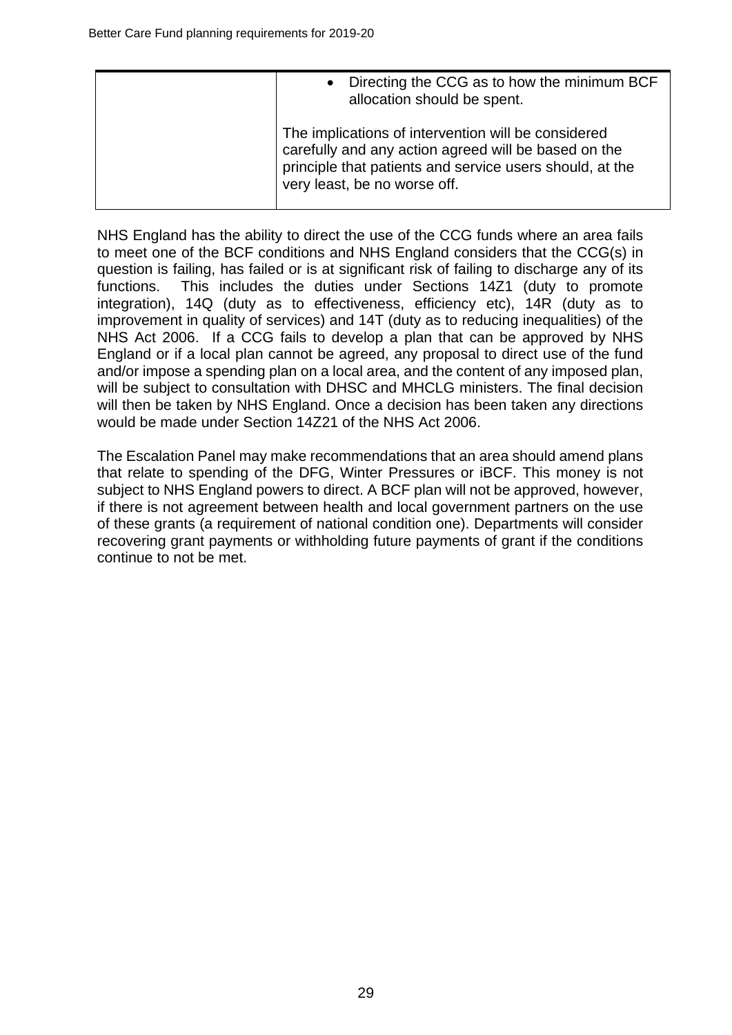| | |
|---|---|
| | • Directing the CCG as to how the minimum BCF allocation should be spent.<br><br>The implications of intervention will be considered carefully and any action agreed will be based on the principle that patients and service users should, at the very least, be no worse off. |

NHS England has the ability to direct the use of the CCG funds where an area fails to meet one of the BCF conditions and NHS England considers that the CCG(s) in question is failing, has failed or is at significant risk of failing to discharge any of its functions. This includes the duties under Sections 14Z1 (duty to promote integration), 14Q (duty as to effectiveness, efficiency etc), 14R (duty as to improvement in quality of services) and 14T (duty as to reducing inequalities) of the NHS Act 2006. If a CCG fails to develop a plan that can be approved by NHS England or if a local plan cannot be agreed, any proposal to direct use of the fund and/or impose a spending plan on a local area, and the content of any imposed plan, will be subject to consultation with DHSC and MHCLG ministers. The final decision will then be taken by NHS England. Once a decision has been taken any directions would be made under Section 14Z21 of the NHS Act 2006.

The Escalation Panel may make recommendations that an area should amend plans that relate to spending of the DFG, Winter Pressures or iBCF. This money is not subject to NHS England powers to direct. A BCF plan will not be approved, however, if there is not agreement between health and local government partners on the use of these grants (a requirement of national condition one). Departments will consider recovering grant payments or withholding future payments of grant if the conditions continue to not be met.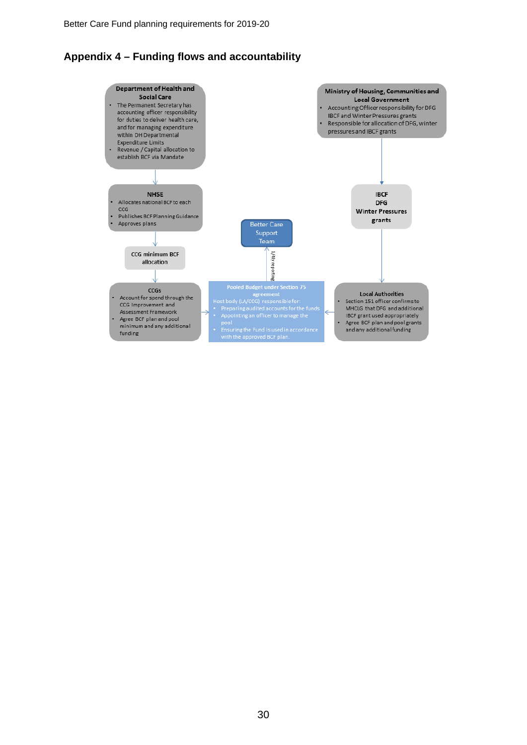## Appendix 4 – Funding flows and accountability

**Department of Health and Social Care**

- The Permanent Secretary has accounting officer responsibility for duties to deliver health care, and for managing expenditure within DH Departmental Expenditure Limits
- Revenue / Capital allocation to establish BCF via Mandate

**NHSE**

- Allocates national BCF to each CCG
- Publishes BCF Planning Guidance
- Approves plans

**CCG minimum BCF allocation**

**CCGs**

- Account for spend through the CCG Improvement and Assessment Framework
- Agree BCF plan and pool minimum and any additional funding

**Ministry of Housing, Communities and Local Government**

- Accounting Officer responsibility for DFG IBCF and Winter Pressures grants
- Responsible for allocation of DFG, winter pressures and IBCF grants

**IBCF**
**DFG**
**Winter Pressures grants**

**Local Authorities**

- Section 151 officer confirms to MHCLG that DFG and additional IBCF grant used appropriately
- Agree BCF plan and pool grants and any additional funding

**Better Care Support Team**

1/4ly reporting

**Pooled Budget under Section 75 agreement**

Host body (LA/CCG) responsible for:

- Preparing audited accounts for the funds
- Appointing an officer to manage the pool
- Ensuring the Fund is used in accordance with the approved BCF plan.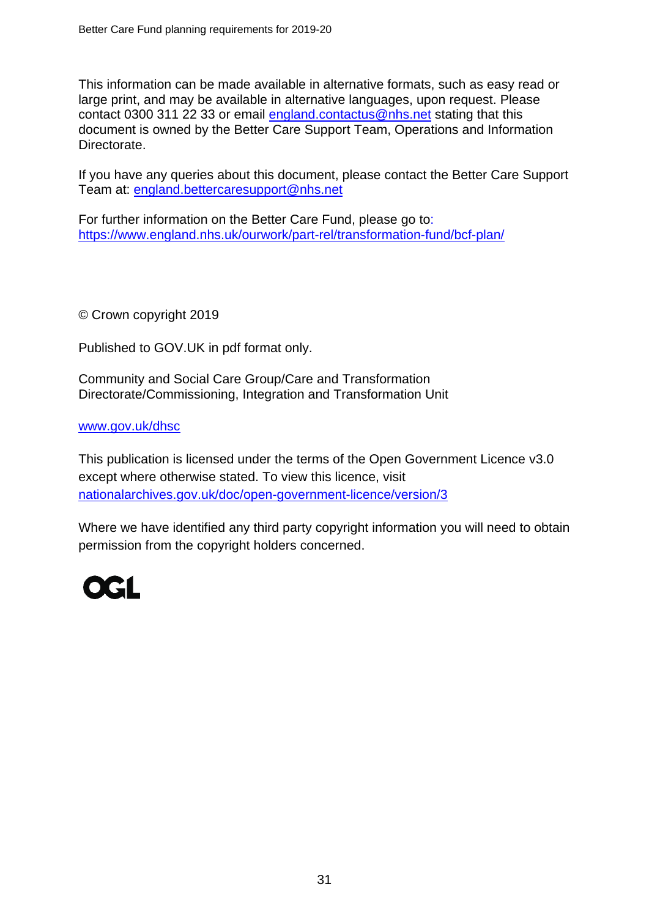This information can be made available in alternative formats, such as easy read or large print, and may be available in alternative languages, upon request. Please contact 0300 311 22 33 or email england.contactus@nhs.net stating that this document is owned by the Better Care Support Team, Operations and Information Directorate.

If you have any queries about this document, please contact the Better Care Support Team at: england.bettercaresupport@nhs.net

For further information on the Better Care Fund, please go to: https://www.england.nhs.uk/ourwork/part-rel/transformation-fund/bcf-plan/

© Crown copyright 2019

Published to GOV.UK in pdf format only.

Community and Social Care Group/Care and Transformation Directorate/Commissioning, Integration and Transformation Unit

www.gov.uk/dhsc

This publication is licensed under the terms of the Open Government Licence v3.0 except where otherwise stated. To view this licence, visit nationalarchives.gov.uk/doc/open-government-licence/version/3

Where we have identified any third party copyright information you will need to obtain permission from the copyright holders concerned.

OGL